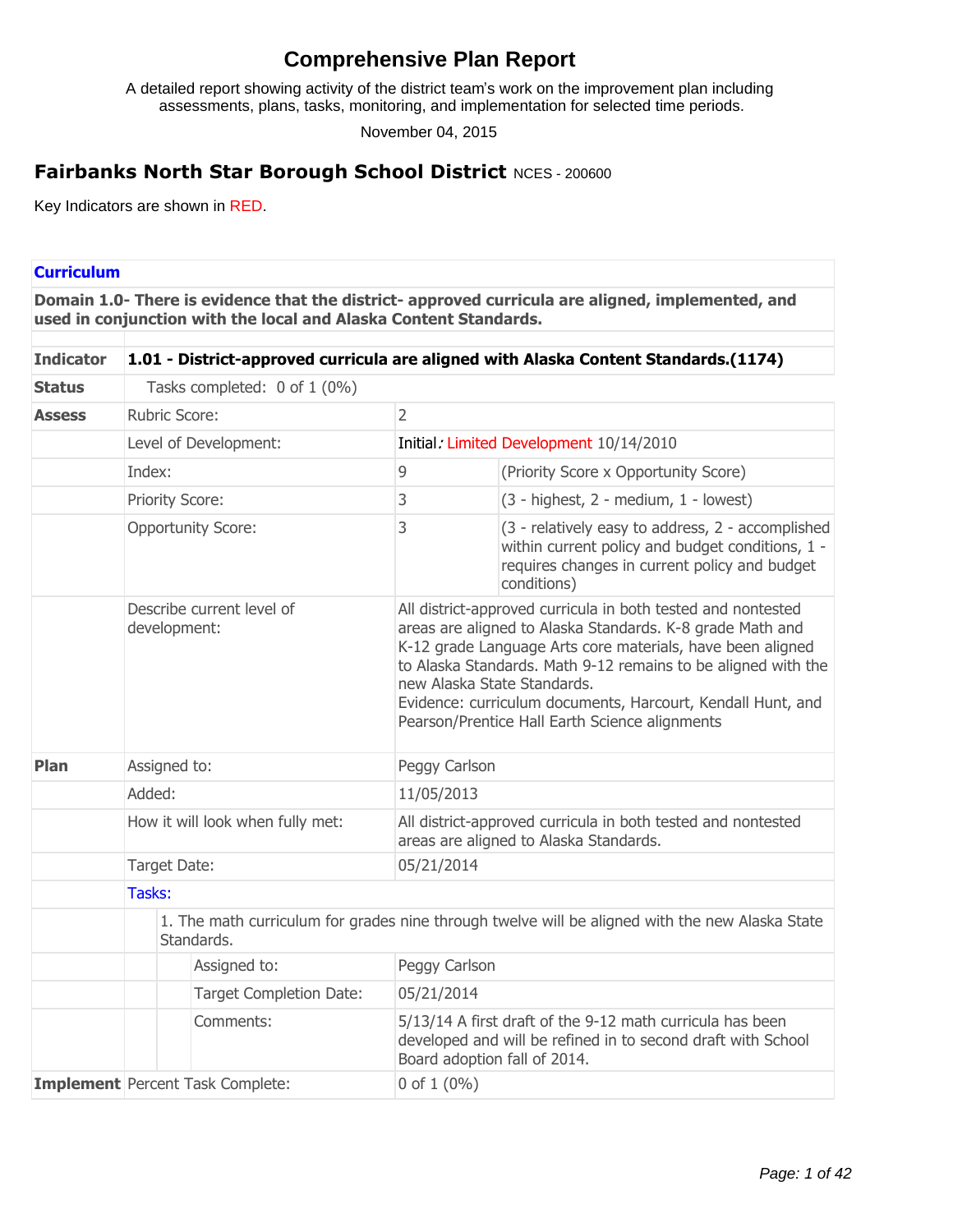# Comprehensive Plan Report

A detailed report showing activity of the district team's work on the improvement plan including assessments, plans, tasks, monitoring, and implementation for selected time periods.

November 04, 2015

## Fairbanks North Star Borough School District NCES - 200600

Key Indicators are shown in RED.

### Curriculum

**Domain 1.0- There is evidence that the district- approved curricula are aligned, implemented, and used in conjunction with the local and Alaska Content Standards.**

| | | | |
|---|---|---|---|
| **Indicator** | **1.01 - District-approved curricula are aligned with Alaska Content Standards.(1174)** | | |
| **Status** | Tasks completed: 0 of 1 (0%) | | |
| **Assess** | Rubric Score: | 2 | |
| | Level of Development: | Initial: Limited Development 10/14/2010 | |
| | Index: | 9 | (Priority Score x Opportunity Score) |
| | Priority Score: | 3 | (3 - highest, 2 - medium, 1 - lowest) |
| | Opportunity Score: | 3 | (3 - relatively easy to address, 2 - accomplished within current policy and budget conditions, 1 - requires changes in current policy and budget conditions) |
| | Describe current level of development: | All district-approved curricula in both tested and nontested areas are aligned to Alaska Standards. K-8 grade Math and K-12 grade Language Arts core materials, have been aligned to Alaska Standards. Math 9-12 remains to be aligned with the new Alaska State Standards.<br>Evidence: curriculum documents, Harcourt, Kendall Hunt, and Pearson/Prentice Hall Earth Science alignments | |
| **Plan** | Assigned to: | Peggy Carlson | |
| | Added: | 11/05/2013 | |
| | How it will look when fully met: | All district-approved curricula in both tested and nontested areas are aligned to Alaska Standards. | |
| | Target Date: | 05/21/2014 | |
| | Tasks: | | |
| | 1. The math curriculum for grades nine through twelve will be aligned with the new Alaska State Standards. | | |
| | Assigned to: | Peggy Carlson | |
| | Target Completion Date: | 05/21/2014 | |
| | Comments: | 5/13/14 A first draft of the 9-12 math curricula has been developed and will be refined in to second draft with School Board adoption fall of 2014. | |
| **Implement** | Percent Task Complete: | 0 of 1 (0%) | |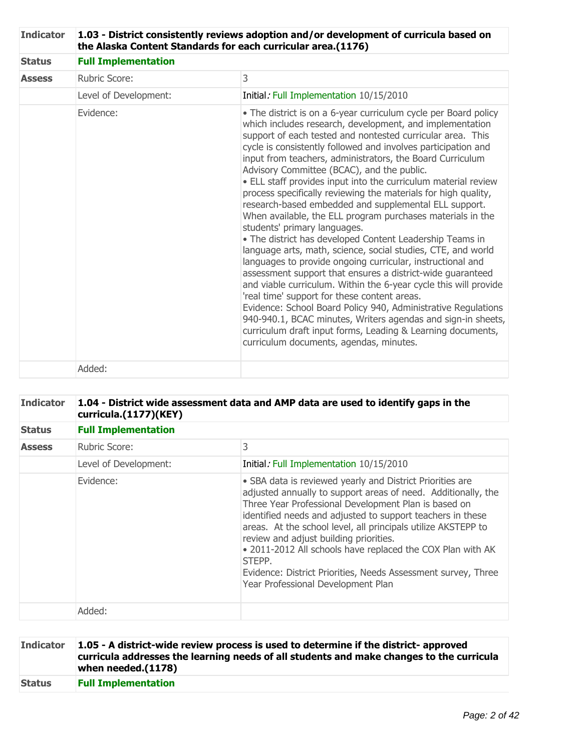| | | |
|---|---|---|
| **Indicator** | **1.03 - District consistently reviews adoption and/or development of curricula based on the Alaska Content Standards for each curricular area.(1176)** | |
| **Status** | **Full Implementation** | |
| **Assess** | Rubric Score: | 3 |
| | Level of Development: | Initial: Full Implementation 10/15/2010 |
| | Evidence: | • The district is on a 6-year curriculum cycle per Board policy which includes research, development, and implementation support of each tested and nontested curricular area. This cycle is consistently followed and involves participation and input from teachers, administrators, the Board Curriculum Advisory Committee (BCAC), and the public.<br>• ELL staff provides input into the curriculum material review process specifically reviewing the materials for high quality, research-based embedded and supplemental ELL support. When available, the ELL program purchases materials in the students' primary languages.<br>• The district has developed Content Leadership Teams in language arts, math, science, social studies, CTE, and world languages to provide ongoing curricular, instructional and assessment support that ensures a district-wide guaranteed and viable curriculum. Within the 6-year cycle this will provide 'real time' support for these content areas.<br>Evidence: School Board Policy 940, Administrative Regulations 940-940.1, BCAC minutes, Writers agendas and sign-in sheets, curriculum draft input forms, Leading & Learning documents, curriculum documents, agendas, minutes. |
| | Added: | |

| | | |
|---|---|---|
| **Indicator** | **1.04 - District wide assessment data and AMP data are used to identify gaps in the curricula.(1177)(KEY)** | |
| **Status** | **Full Implementation** | |
| **Assess** | Rubric Score: | 3 |
| | Level of Development: | Initial: Full Implementation 10/15/2010 |
| | Evidence: | • SBA data is reviewed yearly and District Priorities are adjusted annually to support areas of need. Additionally, the Three Year Professional Development Plan is based on identified needs and adjusted to support teachers in these areas. At the school level, all principals utilize AKSTEPP to review and adjust building priorities.<br>• 2011-2012 All schools have replaced the COX Plan with AK STEPP.<br>Evidence: District Priorities, Needs Assessment survey, Three Year Professional Development Plan |
| | Added: | |

| | |
|---|---|
| **Indicator** | **1.05 - A district-wide review process is used to determine if the district- approved curricula addresses the learning needs of all students and make changes to the curricula when needed.(1178)** |
| **Status** | **Full Implementation** |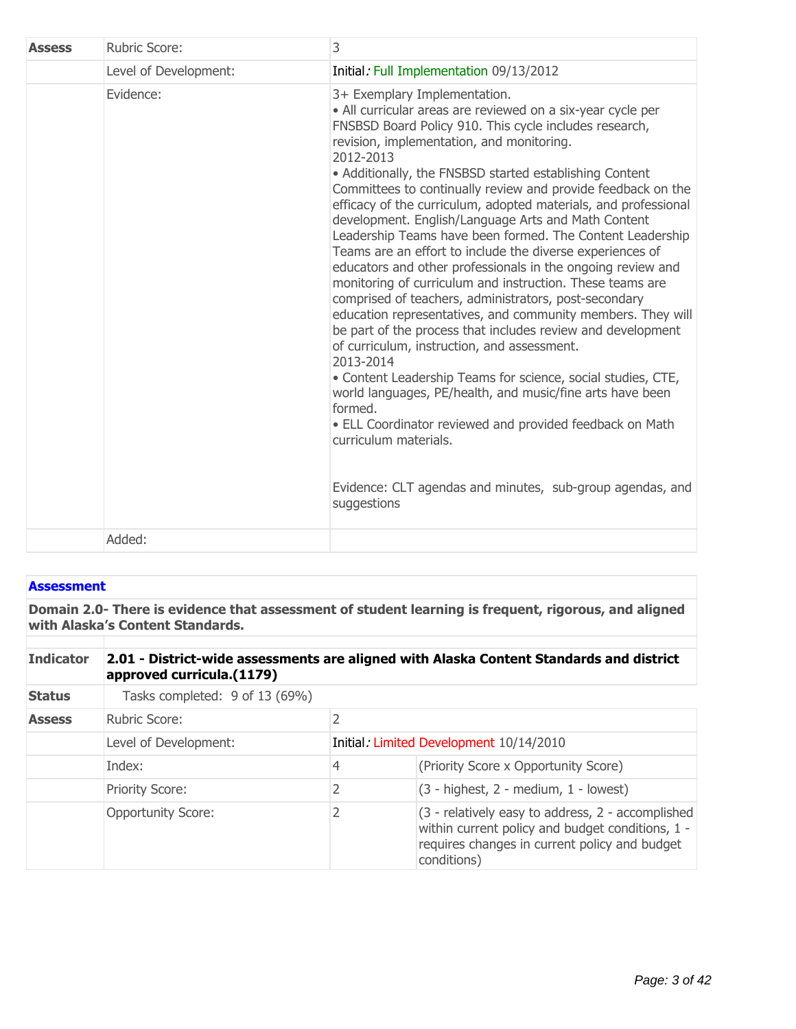| **Assess** | Rubric Score: | 3 |
|---|---|---|
| | Level of Development: | Initial: Full Implementation 09/13/2012 |
| | Evidence: | 3+ Exemplary Implementation.<br>• All curricular areas are reviewed on a six-year cycle per FNSBSD Board Policy 910. This cycle includes research, revision, implementation, and monitoring.<br>2012-2013<br>• Additionally, the FNSBSD started establishing Content Committees to continually review and provide feedback on the efficacy of the curriculum, adopted materials, and professional development. English/Language Arts and Math Content Leadership Teams have been formed. The Content Leadership Teams are an effort to include the diverse experiences of educators and other professionals in the ongoing review and monitoring of curriculum and instruction. These teams are comprised of teachers, administrators, post-secondary education representatives, and community members. They will be part of the process that includes review and development of curriculum, instruction, and assessment.<br>2013-2014<br>• Content Leadership Teams for science, social studies, CTE, world languages, PE/health, and music/fine arts have been formed.<br>• ELL Coordinator reviewed and provided feedback on Math curriculum materials.<br><br>Evidence: CLT agendas and minutes, sub-group agendas, and suggestions |
| | Added: | |

## Assessment

**Domain 2.0- There is evidence that assessment of student learning is frequent, rigorous, and aligned with Alaska's Content Standards.**

| **Indicator** | **2.01 - District-wide assessments are aligned with Alaska Content Standards and district approved curricula.(1179)** | | |
|---|---|---|---|
| **Status** | Tasks completed: 9 of 13 (69%) | | |
| **Assess** | Rubric Score: | 2 | |
| | Level of Development: | Initial: Limited Development 10/14/2010 | |
| | Index: | 4 | (Priority Score x Opportunity Score) |
| | Priority Score: | 2 | (3 - highest, 2 - medium, 1 - lowest) |
| | Opportunity Score: | 2 | (3 - relatively easy to address, 2 - accomplished within current policy and budget conditions, 1 - requires changes in current policy and budget conditions) |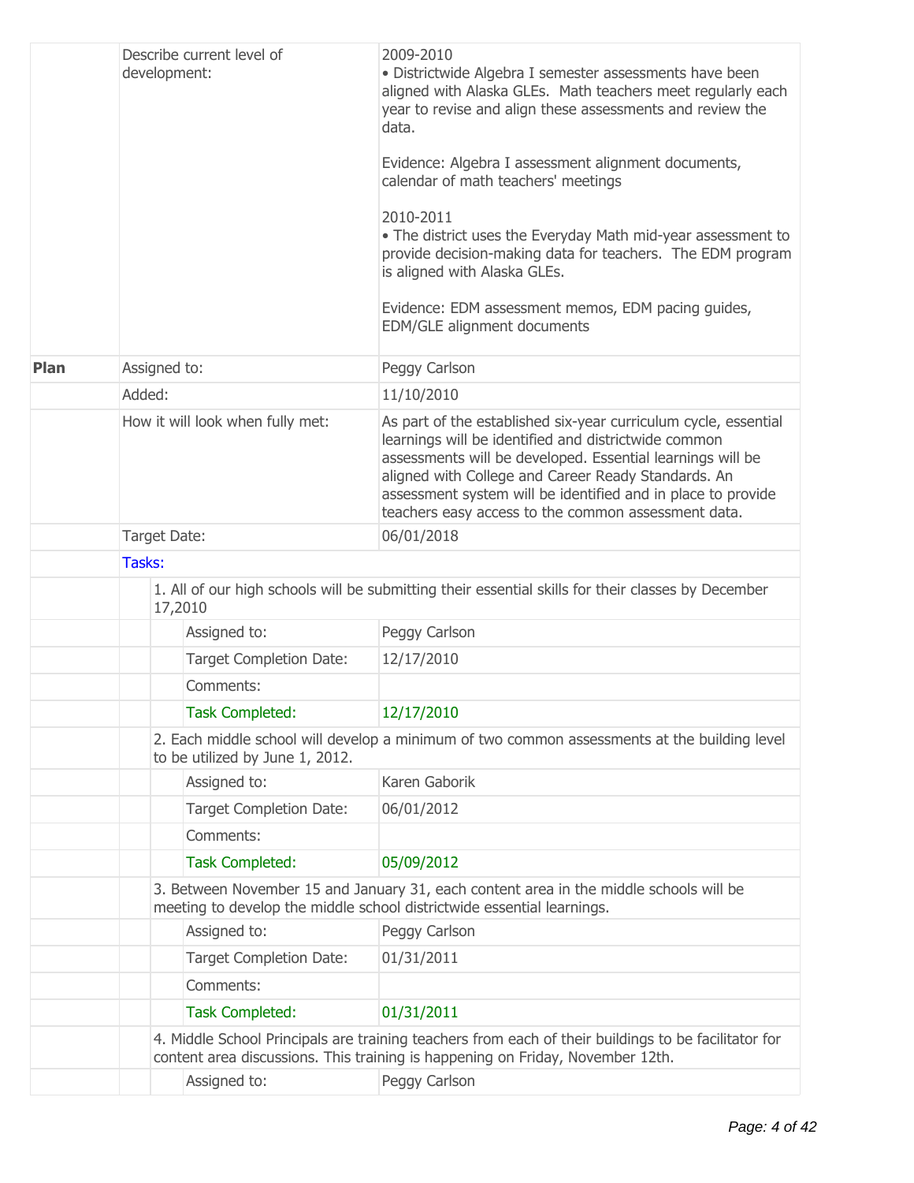| | | |
|---|---|---|
| | Describe current level of development: | 2009-2010<br>• Districtwide Algebra I semester assessments have been aligned with Alaska GLEs. Math teachers meet regularly each year to revise and align these assessments and review the data.<br><br>Evidence: Algebra I assessment alignment documents, calendar of math teachers' meetings<br><br>2010-2011<br>• The district uses the Everyday Math mid-year assessment to provide decision-making data for teachers. The EDM program is aligned with Alaska GLEs.<br><br>Evidence: EDM assessment memos, EDM pacing guides, EDM/GLE alignment documents |
| **Plan** | Assigned to: | Peggy Carlson |
| | Added: | 11/10/2010 |
| | How it will look when fully met: | As part of the established six-year curriculum cycle, essential learnings will be identified and districtwide common assessments will be developed. Essential learnings will be aligned with College and Career Ready Standards. An assessment system will be identified and in place to provide teachers easy access to the common assessment data. |
| | Target Date: | 06/01/2018 |
| | Tasks: | |
| | 1. All of our high schools will be submitting their essential skills for their classes by December 17,2010 | |
| | Assigned to: | Peggy Carlson |
| | Target Completion Date: | 12/17/2010 |
| | Comments: | |
| | Task Completed: | 12/17/2010 |
| | 2. Each middle school will develop a minimum of two common assessments at the building level to be utilized by June 1, 2012. | |
| | Assigned to: | Karen Gaborik |
| | Target Completion Date: | 06/01/2012 |
| | Comments: | |
| | Task Completed: | 05/09/2012 |
| | 3. Between November 15 and January 31, each content area in the middle schools will be meeting to develop the middle school districtwide essential learnings. | |
| | Assigned to: | Peggy Carlson |
| | Target Completion Date: | 01/31/2011 |
| | Comments: | |
| | Task Completed: | 01/31/2011 |
| | 4. Middle School Principals are training teachers from each of their buildings to be facilitator for content area discussions. This training is happening on Friday, November 12th. | |
| | Assigned to: | Peggy Carlson |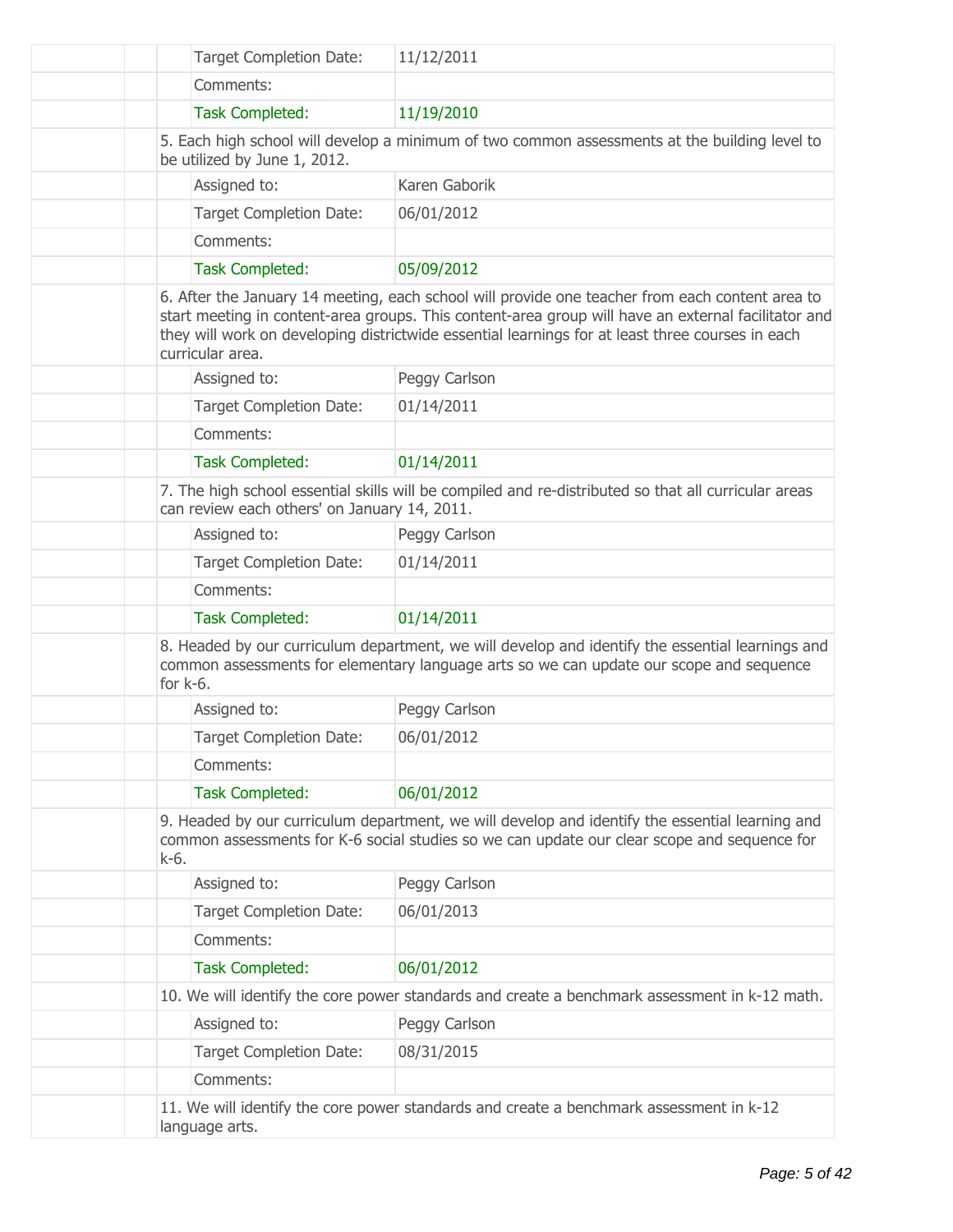| | |
|---|---|
| Target Completion Date: | 11/12/2011 |
| Comments: | |
| Task Completed: | 11/19/2010 |

5. Each high school will develop a minimum of two common assessments at the building level to be utilized by June 1, 2012.

| | |
|---|---|
| Assigned to: | Karen Gaborik |
| Target Completion Date: | 06/01/2012 |
| Comments: | |
| Task Completed: | 05/09/2012 |

6. After the January 14 meeting, each school will provide one teacher from each content area to start meeting in content-area groups. This content-area group will have an external facilitator and they will work on developing districtwide essential learnings for at least three courses in each curricular area.

| | |
|---|---|
| Assigned to: | Peggy Carlson |
| Target Completion Date: | 01/14/2011 |
| Comments: | |
| Task Completed: | 01/14/2011 |

7. The high school essential skills will be compiled and re-distributed so that all curricular areas can review each others' on January 14, 2011.

| | |
|---|---|
| Assigned to: | Peggy Carlson |
| Target Completion Date: | 01/14/2011 |
| Comments: | |
| Task Completed: | 01/14/2011 |

8. Headed by our curriculum department, we will develop and identify the essential learnings and common assessments for elementary language arts so we can update our scope and sequence for k-6.

| | |
|---|---|
| Assigned to: | Peggy Carlson |
| Target Completion Date: | 06/01/2012 |
| Comments: | |
| Task Completed: | 06/01/2012 |

9. Headed by our curriculum department, we will develop and identify the essential learning and common assessments for K-6 social studies so we can update our clear scope and sequence for k-6.

| | |
|---|---|
| Assigned to: | Peggy Carlson |
| Target Completion Date: | 06/01/2013 |
| Comments: | |
| Task Completed: | 06/01/2012 |

10. We will identify the core power standards and create a benchmark assessment in k-12 math.

| | |
|---|---|
| Assigned to: | Peggy Carlson |
| Target Completion Date: | 08/31/2015 |
| Comments: | |

11. We will identify the core power standards and create a benchmark assessment in k-12 language arts.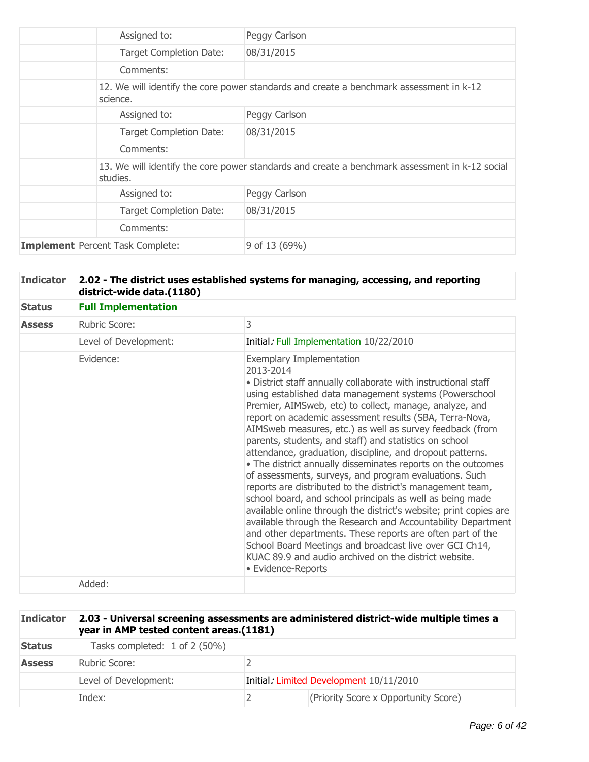| | | | |
|---|---|---|---|
| | | Assigned to: | Peggy Carlson |
| | | Target Completion Date: | 08/31/2015 |
| | | Comments: | |
| | 12. We will identify the core power standards and create a benchmark assessment in k-12 science. | | |
| | | Assigned to: | Peggy Carlson |
| | | Target Completion Date: | 08/31/2015 |
| | | Comments: | |
| | 13. We will identify the core power standards and create a benchmark assessment in k-12 social studies. | | |
| | | Assigned to: | Peggy Carlson |
| | | Target Completion Date: | 08/31/2015 |
| | | Comments: | |
| **Implement** | Percent Task Complete: | | 9 of 13 (69%) |

| | | |
|---|---|---|
| **Indicator** | **2.02 - The district uses established systems for managing, accessing, and reporting district-wide data.(1180)** | |
| **Status** | **Full Implementation** | |
| **Assess** | Rubric Score: | 3 |
| | Level of Development: | Initial: Full Implementation 10/22/2010 |
| | Evidence: | Exemplary Implementation<br>2013-2014<br>• District staff annually collaborate with instructional staff using established data management systems (Powerschool Premier, AIMSweb, etc) to collect, manage, analyze, and report on academic assessment results (SBA, Terra-Nova, AIMSweb measures, etc.) as well as survey feedback (from parents, students, and staff) and statistics on school attendance, graduation, discipline, and dropout patterns.<br>• The district annually disseminates reports on the outcomes of assessments, surveys, and program evaluations. Such reports are distributed to the district's management team, school board, and school principals as well as being made available online through the district's website; print copies are available through the Research and Accountability Department and other departments. These reports are often part of the School Board Meetings and broadcast live over GCI Ch14, KUAC 89.9 and audio archived on the district website.<br>• Evidence-Reports |
| | Added: | |

| | | | |
|---|---|---|---|
| **Indicator** | **2.03 - Universal screening assessments are administered district-wide multiple times a year in AMP tested content areas.(1181)** | | |
| **Status** | Tasks completed: 1 of 2 (50%) | | |
| **Assess** | Rubric Score: | 2 | |
| | Level of Development: | Initial: Limited Development 10/11/2010 | |
| | Index: | 2 | (Priority Score x Opportunity Score) |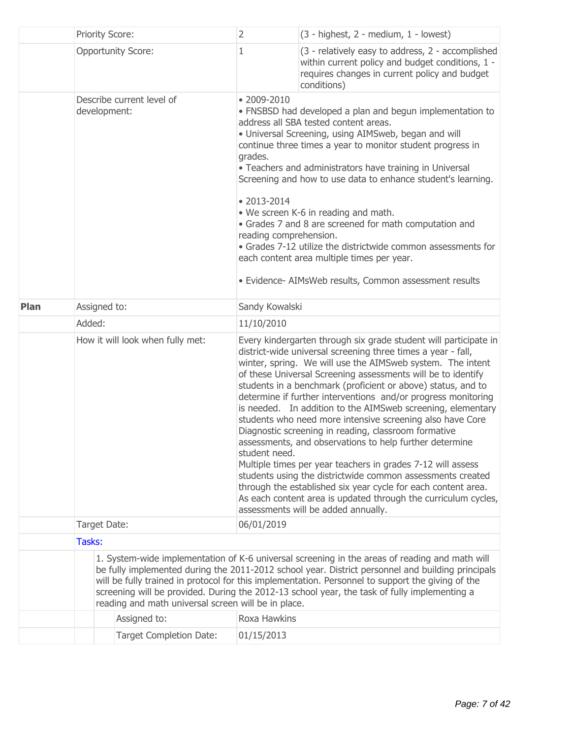| | | | |
|---|---|---|---|
| | Priority Score: | 2 | (3 - highest, 2 - medium, 1 - lowest) |
| | Opportunity Score: | 1 | (3 - relatively easy to address, 2 - accomplished within current policy and budget conditions, 1 - requires changes in current policy and budget conditions) |
| | Describe current level of development: | • 2009-2010<br>• FNSBSD had developed a plan and begun implementation to address all SBA tested content areas.<br>• Universal Screening, using AIMSweb, began and will continue three times a year to monitor student progress in grades.<br>• Teachers and administrators have training in Universal Screening and how to use data to enhance student's learning.<br><br>• 2013-2014<br>• We screen K-6 in reading and math.<br>• Grades 7 and 8 are screened for math computation and reading comprehension.<br>• Grades 7-12 utilize the districtwide common assessments for each content area multiple times per year.<br><br>• Evidence- AIMsWeb results, Common assessment results | |
| **Plan** | Assigned to: | Sandy Kowalski | |
| | Added: | 11/10/2010 | |
| | How it will look when fully met: | Every kindergarten through six grade student will participate in district-wide universal screening three times a year - fall, winter, spring. We will use the AIMSweb system. The intent of these Universal Screening assessments will be to identify students in a benchmark (proficient or above) status, and to determine if further interventions and/or progress monitoring is needed. In addition to the AIMSweb screening, elementary students who need more intensive screening also have Core Diagnostic screening in reading, classroom formative assessments, and observations to help further determine student need.<br>Multiple times per year teachers in grades 7-12 will assess students using the districtwide common assessments created through the established six year cycle for each content area. As each content area is updated through the curriculum cycles, assessments will be added annually. | |
| | Target Date: | 06/01/2019 | |
| | Tasks: | | |
| | 1. System-wide implementation of K-6 universal screening in the areas of reading and math will be fully implemented during the 2011-2012 school year. District personnel and building principals will be fully trained in protocol for this implementation. Personnel to support the giving of the screening will be provided. During the 2012-13 school year, the task of fully implementing a reading and math universal screen will be in place. | | |
| | Assigned to: | Roxa Hawkins | |
| | Target Completion Date: | 01/15/2013 | |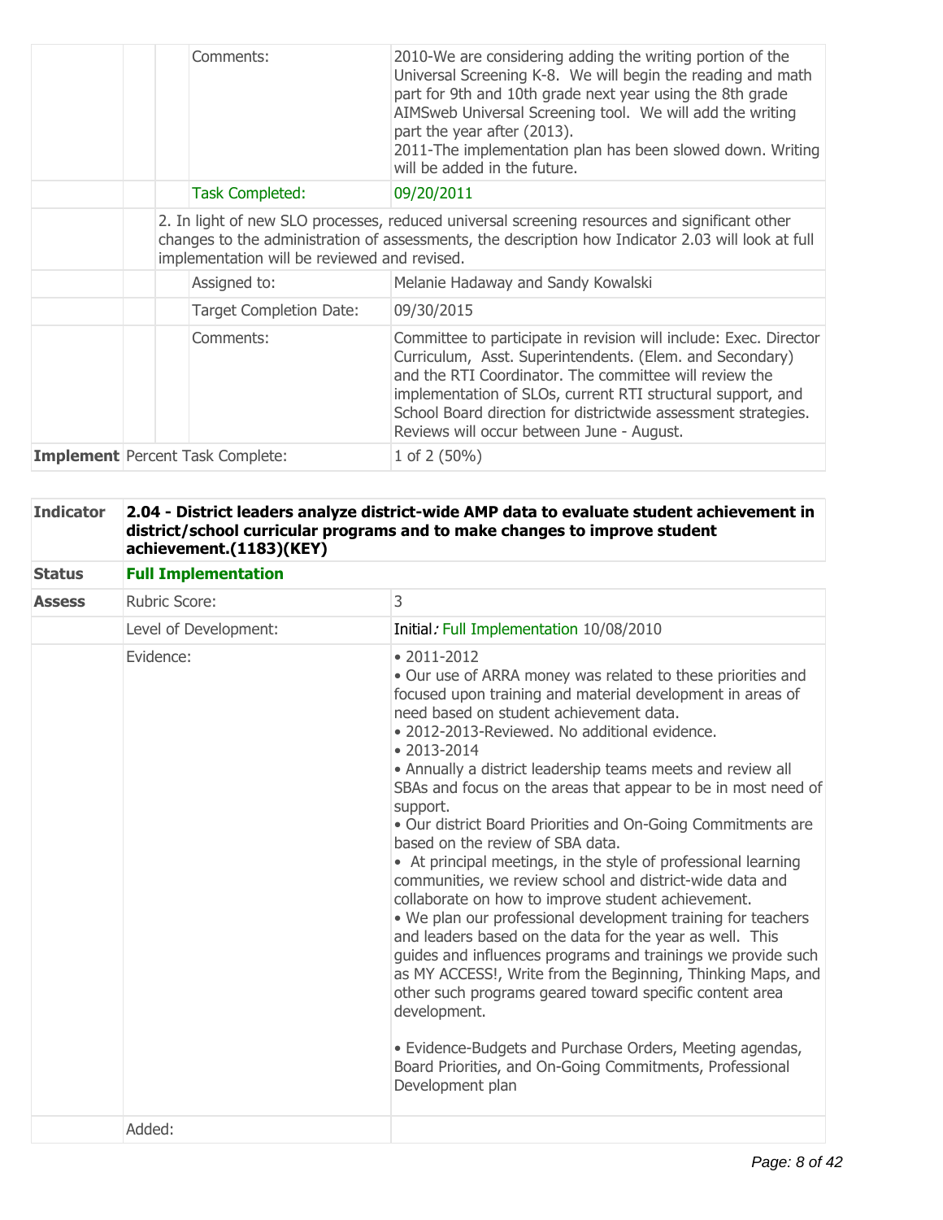| | | |
|---|---|---|
| | Comments: | 2010-We are considering adding the writing portion of the Universal Screening K-8. We will begin the reading and math part for 9th and 10th grade next year using the 8th grade AIMSweb Universal Screening tool. We will add the writing part the year after (2013).<br>2011-The implementation plan has been slowed down. Writing will be added in the future. |
| | Task Completed: | 09/20/2011 |
| | 2. In light of new SLO processes, reduced universal screening resources and significant other changes to the administration of assessments, the description how Indicator 2.03 will look at full implementation will be reviewed and revised. | |
| | Assigned to: | Melanie Hadaway and Sandy Kowalski |
| | Target Completion Date: | 09/30/2015 |
| | Comments: | Committee to participate in revision will include: Exec. Director Curriculum, Asst. Superintendents. (Elem. and Secondary) and the RTI Coordinator. The committee will review the implementation of SLOs, current RTI structural support, and School Board direction for districtwide assessment strategies. Reviews will occur between June - August. |
| **Implement** | Percent Task Complete: | 1 of 2 (50%) |

| | | |
|---|---|---|
| **Indicator** | **2.04 - District leaders analyze district-wide AMP data to evaluate student achievement in district/school curricular programs and to make changes to improve student achievement.(1183)(KEY)** | |
| **Status** | **Full Implementation** | |
| **Assess** | Rubric Score: | 3 |
| | Level of Development: | Initial: Full Implementation 10/08/2010 |
| | Evidence: | • 2011-2012<br>• Our use of ARRA money was related to these priorities and focused upon training and material development in areas of need based on student achievement data.<br>• 2012-2013-Reviewed. No additional evidence.<br>• 2013-2014<br>• Annually a district leadership teams meets and review all SBAs and focus on the areas that appear to be in most need of support.<br>• Our district Board Priorities and On-Going Commitments are based on the review of SBA data.<br>• At principal meetings, in the style of professional learning communities, we review school and district-wide data and collaborate on how to improve student achievement.<br>• We plan our professional development training for teachers and leaders based on the data for the year as well. This guides and influences programs and trainings we provide such as MY ACCESS!, Write from the Beginning, Thinking Maps, and other such programs geared toward specific content area development.<br><br>• Evidence-Budgets and Purchase Orders, Meeting agendas, Board Priorities, and On-Going Commitments, Professional Development plan |
| | Added: | |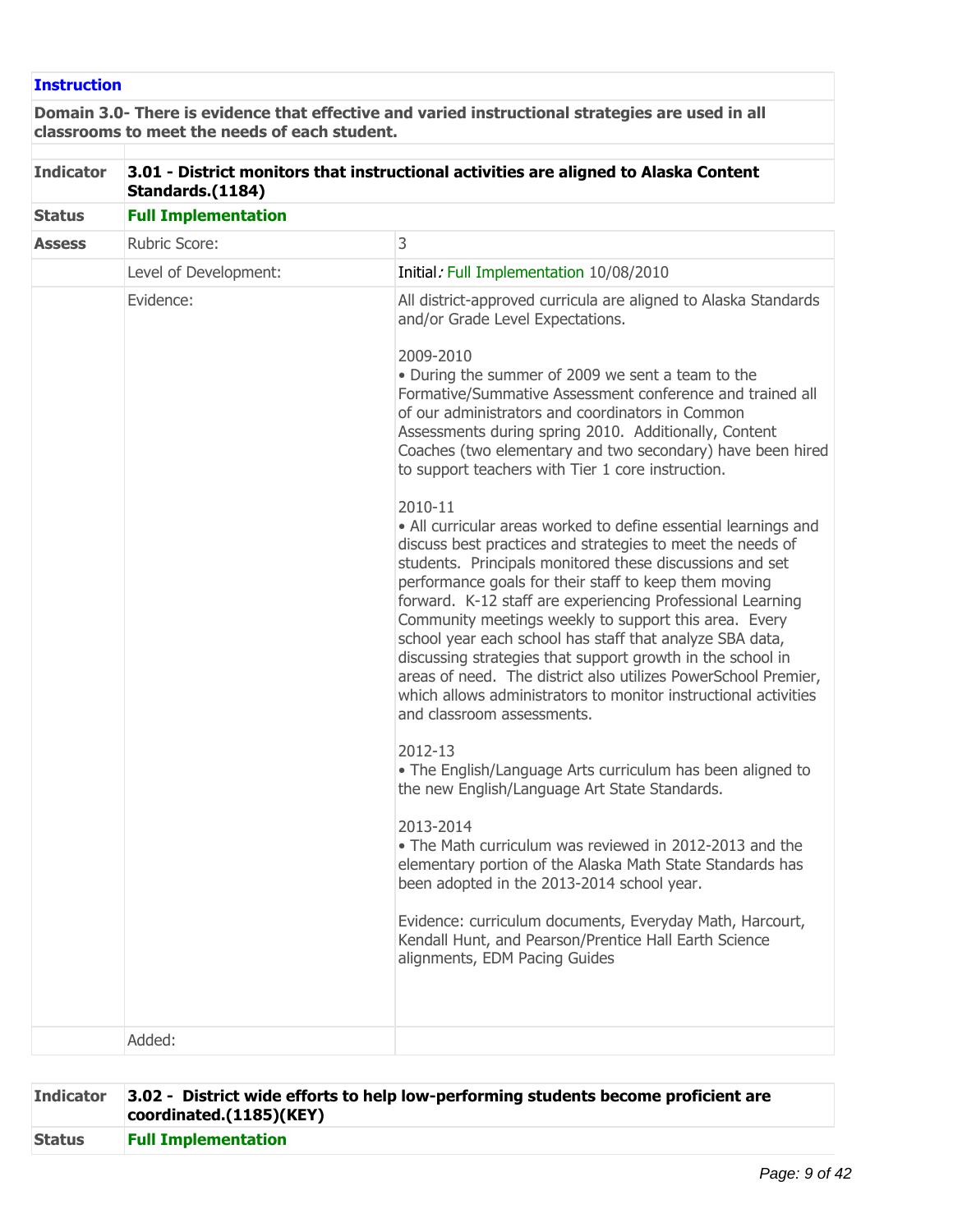**Instruction**

**Domain 3.0- There is evidence that effective and varied instructional strategies are used in all classrooms to meet the needs of each student.**

| | | |
|---|---|---|
| **Indicator** | **3.01 - District monitors that instructional activities are aligned to Alaska Content Standards.(1184)** | |
| **Status** | **Full Implementation** | |
| **Assess** | Rubric Score: | 3 |
| | Level of Development: | Initial: Full Implementation 10/08/2010 |
| | Evidence: | All district-approved curricula are aligned to Alaska Standards and/or Grade Level Expectations.<br><br>2009-2010<br>• During the summer of 2009 we sent a team to the Formative/Summative Assessment conference and trained all of our administrators and coordinators in Common Assessments during spring 2010. Additionally, Content Coaches (two elementary and two secondary) have been hired to support teachers with Tier 1 core instruction.<br><br>2010-11<br>• All curricular areas worked to define essential learnings and discuss best practices and strategies to meet the needs of students. Principals monitored these discussions and set performance goals for their staff to keep them moving forward. K-12 staff are experiencing Professional Learning Community meetings weekly to support this area. Every school year each school has staff that analyze SBA data, discussing strategies that support growth in the school in areas of need. The district also utilizes PowerSchool Premier, which allows administrators to monitor instructional activities and classroom assessments.<br><br>2012-13<br>• The English/Language Arts curriculum has been aligned to the new English/Language Art State Standards.<br><br>2013-2014<br>• The Math curriculum was reviewed in 2012-2013 and the elementary portion of the Alaska Math State Standards has been adopted in the 2013-2014 school year.<br><br>Evidence: curriculum documents, Everyday Math, Harcourt, Kendall Hunt, and Pearson/Prentice Hall Earth Science alignments, EDM Pacing Guides |
| | Added: | |

| | |
|---|---|
| **Indicator** | **3.02 - District wide efforts to help low-performing students become proficient are coordinated.(1185)(KEY)** |
| **Status** | **Full Implementation** |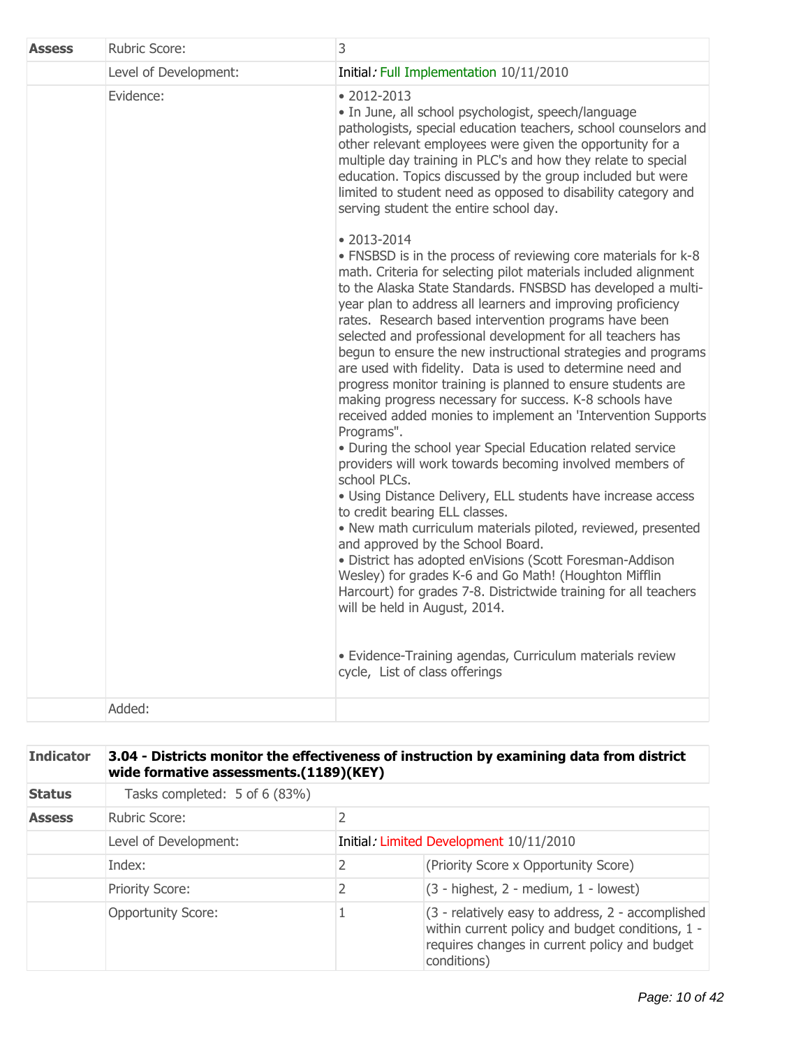| Assess | Rubric Score: | 3 |
|---|---|---|
| | Level of Development: | Initial: Full Implementation 10/11/2010 |
| | Evidence: | • 2012-2013<br>• In June, all school psychologist, speech/language pathologists, special education teachers, school counselors and other relevant employees were given the opportunity for a multiple day training in PLC's and how they relate to special education. Topics discussed by the group included but were limited to student need as opposed to disability category and serving student the entire school day.<br><br>• 2013-2014<br>• FNSBSD is in the process of reviewing core materials for k-8 math. Criteria for selecting pilot materials included alignment to the Alaska State Standards. FNSBSD has developed a multi-year plan to address all learners and improving proficiency rates. Research based intervention programs have been selected and professional development for all teachers has begun to ensure the new instructional strategies and programs are used with fidelity. Data is used to determine need and progress monitor training is planned to ensure students are making progress necessary for success. K-8 schools have received added monies to implement an 'Intervention Supports Programs".<br>• During the school year Special Education related service providers will work towards becoming involved members of school PLCs.<br>• Using Distance Delivery, ELL students have increase access to credit bearing ELL classes.<br>• New math curriculum materials piloted, reviewed, presented and approved by the School Board.<br>• District has adopted enVisions (Scott Foresman-Addison Wesley) for grades K-6 and Go Math! (Houghton Mifflin Harcourt) for grades 7-8. Districtwide training for all teachers will be held in August, 2014.<br><br>• Evidence-Training agendas, Curriculum materials review cycle, List of class offerings |
| | Added: | |

| Indicator | 3.04 - Districts monitor the effectiveness of instruction by examining data from district wide formative assessments.(1189)(KEY) | | |
|---|---|---|---|
| Status | Tasks completed: 5 of 6 (83%) | | |
| Assess | Rubric Score: | 2 | |
| | Level of Development: | Initial: Limited Development 10/11/2010 | |
| | Index: | 2 | (Priority Score x Opportunity Score) |
| | Priority Score: | 2 | (3 - highest, 2 - medium, 1 - lowest) |
| | Opportunity Score: | 1 | (3 - relatively easy to address, 2 - accomplished within current policy and budget conditions, 1 - requires changes in current policy and budget conditions) |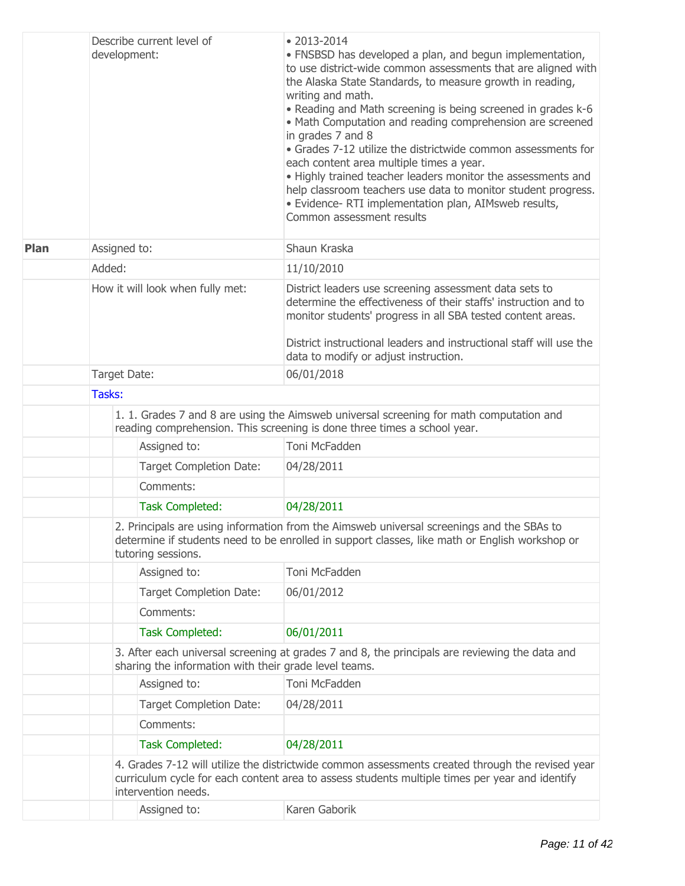| | | |
|---|---|---|
| | Describe current level of development: | • 2013-2014<br>• FNSBSD has developed a plan, and begun implementation, to use district-wide common assessments that are aligned with the Alaska State Standards, to measure growth in reading, writing and math.<br>• Reading and Math screening is being screened in grades k-6<br>• Math Computation and reading comprehension are screened in grades 7 and 8<br>• Grades 7-12 utilize the districtwide common assessments for each content area multiple times a year.<br>• Highly trained teacher leaders monitor the assessments and help classroom teachers use data to monitor student progress.<br>• Evidence- RTI implementation plan, AIMsweb results, Common assessment results |
| **Plan** | Assigned to: | Shaun Kraska |
| | Added: | 11/10/2010 |
| | How it will look when fully met: | District leaders use screening assessment data sets to determine the effectiveness of their staffs' instruction and to monitor students' progress in all SBA tested content areas.<br><br>District instructional leaders and instructional staff will use the data to modify or adjust instruction. |
| | Target Date: | 06/01/2018 |
| | Tasks: | |

1. 1. Grades 7 and 8 are using the Aimsweb universal screening for math computation and reading comprehension. This screening is done three times a school year.

| | |
|---|---|
| Assigned to: | Toni McFadden |
| Target Completion Date: | 04/28/2011 |
| Comments: | |
| Task Completed: | 04/28/2011 |

2. Principals are using information from the Aimsweb universal screenings and the SBAs to determine if students need to be enrolled in support classes, like math or English workshop or tutoring sessions.

| | |
|---|---|
| Assigned to: | Toni McFadden |
| Target Completion Date: | 06/01/2012 |
| Comments: | |
| Task Completed: | 06/01/2011 |

3. After each universal screening at grades 7 and 8, the principals are reviewing the data and sharing the information with their grade level teams.

| | |
|---|---|
| Assigned to: | Toni McFadden |
| Target Completion Date: | 04/28/2011 |
| Comments: | |
| Task Completed: | 04/28/2011 |

4. Grades 7-12 will utilize the districtwide common assessments created through the revised year curriculum cycle for each content area to assess students multiple times per year and identify intervention needs.

| | |
|---|---|
| Assigned to: | Karen Gaborik |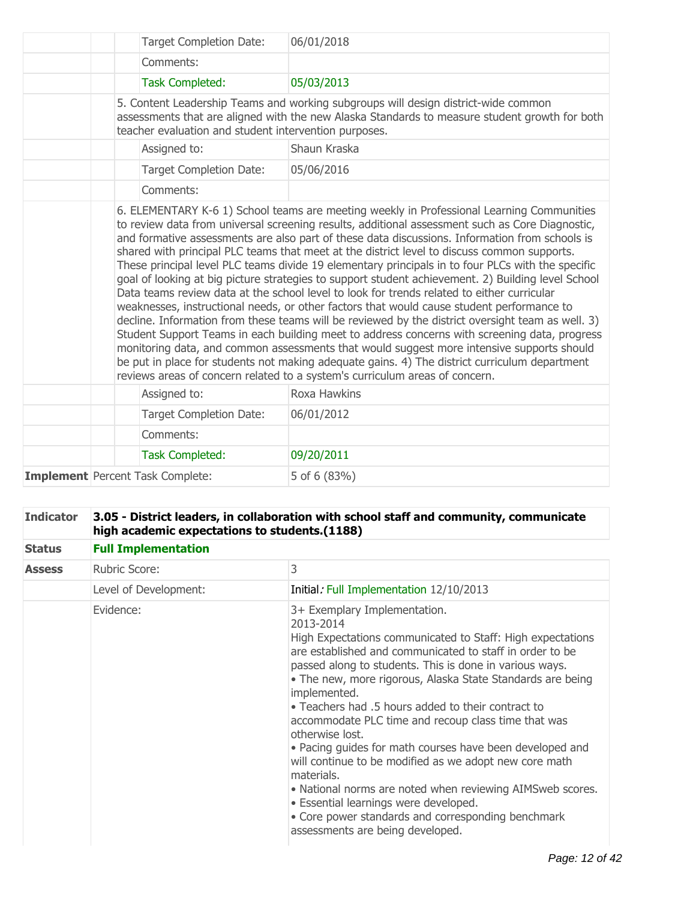| | | | |
|---|---|---|---|
| | | Target Completion Date: | 06/01/2018 |
| | | Comments: | |
| | | Task Completed: | 05/03/2013 |
| | 5. Content Leadership Teams and working subgroups will design district-wide common assessments that are aligned with the new Alaska Standards to measure student growth for both teacher evaluation and student intervention purposes. | | |
| | | Assigned to: | Shaun Kraska |
| | | Target Completion Date: | 05/06/2016 |
| | | Comments: | |
| | 6. ELEMENTARY K-6 1) School teams are meeting weekly in Professional Learning Communities to review data from universal screening results, additional assessment such as Core Diagnostic, and formative assessments are also part of these data discussions. Information from schools is shared with principal PLC teams that meet at the district level to discuss common supports. These principal level PLC teams divide 19 elementary principals in to four PLCs with the specific goal of looking at big picture strategies to support student achievement. 2) Building level School Data teams review data at the school level to look for trends related to either curricular weaknesses, instructional needs, or other factors that would cause student performance to decline. Information from these teams will be reviewed by the district oversight team as well. 3) Student Support Teams in each building meet to address concerns with screening data, progress monitoring data, and common assessments that would suggest more intensive supports should be put in place for students not making adequate gains. 4) The district curriculum department reviews areas of concern related to a system's curriculum areas of concern. | | |
| | | Assigned to: | Roxa Hawkins |
| | | Target Completion Date: | 06/01/2012 |
| | | Comments: | |
| | | Task Completed: | 09/20/2011 |
| **Implement** | Percent Task Complete: | | 5 of 6 (83%) |

| **Indicator** | **3.05 - District leaders, in collaboration with school staff and community, communicate high academic expectations to students.(1188)** | |
|---|---|---|
| **Status** | **Full Implementation** | |
| **Assess** | Rubric Score: | 3 |
| | Level of Development: | Initial*:* Full Implementation 12/10/2013 |
| | Evidence: | 3+ Exemplary Implementation.<br>2013-2014<br>High Expectations communicated to Staff: High expectations are established and communicated to staff in order to be passed along to students. This is done in various ways.<br>• The new, more rigorous, Alaska State Standards are being implemented.<br>• Teachers had .5 hours added to their contract to accommodate PLC time and recoup class time that was otherwise lost.<br>• Pacing guides for math courses have been developed and will continue to be modified as we adopt new core math materials.<br>• National norms are noted when reviewing AIMSweb scores.<br>• Essential learnings were developed.<br>• Core power standards and corresponding benchmark assessments are being developed. |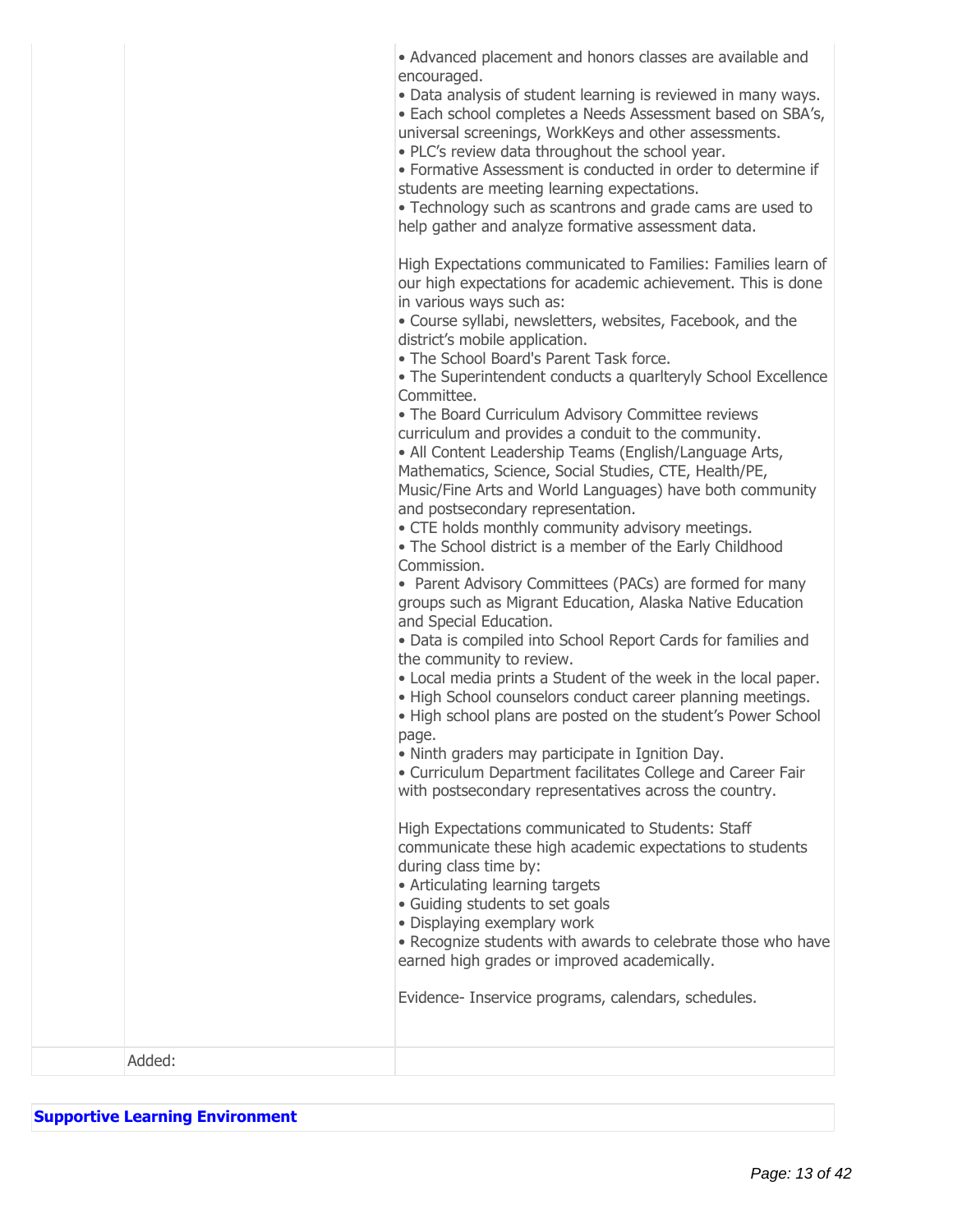| | | |
|---|---|---|
| | | • Advanced placement and honors classes are available and encouraged.<br>• Data analysis of student learning is reviewed in many ways.<br>• Each school completes a Needs Assessment based on SBA's, universal screenings, WorkKeys and other assessments.<br>• PLC's review data throughout the school year.<br>• Formative Assessment is conducted in order to determine if students are meeting learning expectations.<br>• Technology such as scantrons and grade cams are used to help gather and analyze formative assessment data.<br><br>High Expectations communicated to Families: Families learn of our high expectations for academic achievement. This is done in various ways such as:<br>• Course syllabi, newsletters, websites, Facebook, and the district's mobile application.<br>• The School Board's Parent Task force.<br>• The Superintendent conducts a quarlteryly School Excellence Committee.<br>• The Board Curriculum Advisory Committee reviews curriculum and provides a conduit to the community.<br>• All Content Leadership Teams (English/Language Arts, Mathematics, Science, Social Studies, CTE, Health/PE, Music/Fine Arts and World Languages) have both community and postsecondary representation.<br>• CTE holds monthly community advisory meetings.<br>• The School district is a member of the Early Childhood Commission.<br>• Parent Advisory Committees (PACs) are formed for many groups such as Migrant Education, Alaska Native Education and Special Education.<br>• Data is compiled into School Report Cards for families and the community to review.<br>• Local media prints a Student of the week in the local paper.<br>• High School counselors conduct career planning meetings.<br>• High school plans are posted on the student's Power School page.<br>• Ninth graders may participate in Ignition Day.<br>• Curriculum Department facilitates College and Career Fair with postsecondary representatives across the country.<br><br>High Expectations communicated to Students: Staff communicate these high academic expectations to students during class time by:<br>• Articulating learning targets<br>• Guiding students to set goals<br>• Displaying exemplary work<br>• Recognize students with awards to celebrate those who have earned high grades or improved academically.<br><br>Evidence- Inservice programs, calendars, schedules. |
| | Added: | |

**Supportive Learning Environment**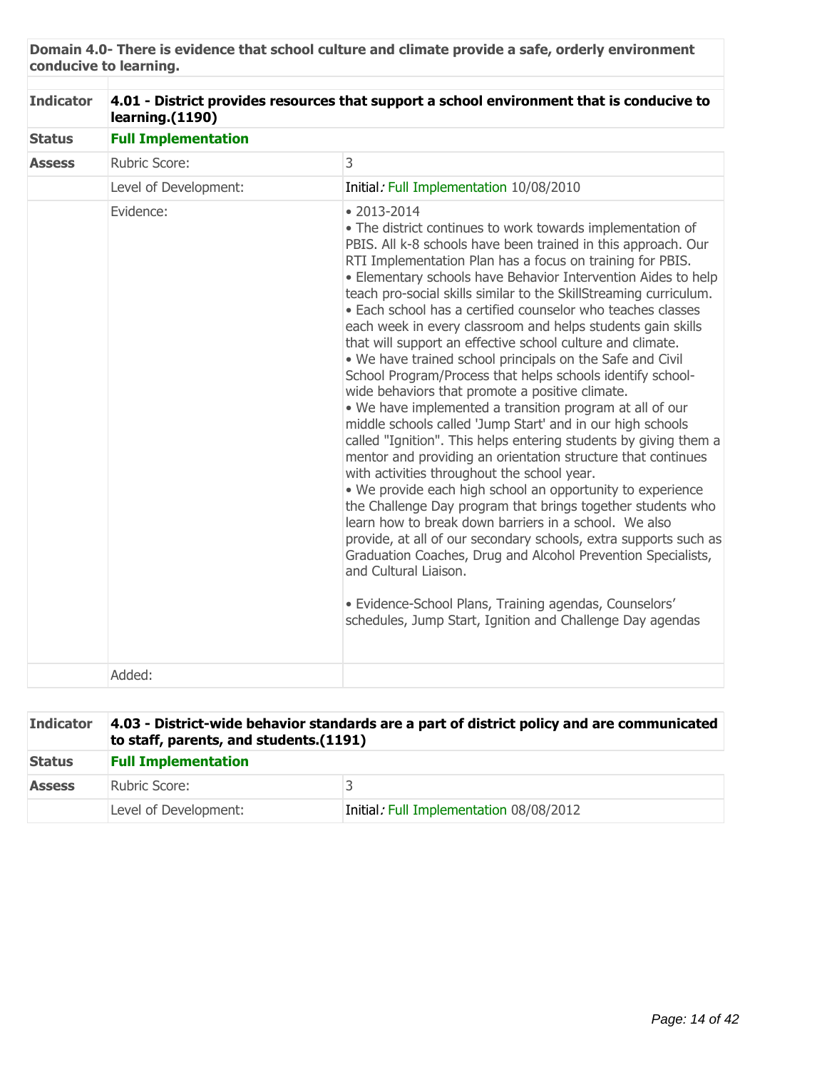**Domain 4.0- There is evidence that school culture and climate provide a safe, orderly environment conducive to learning.**

| **Indicator** | **4.01 - District provides resources that support a school environment that is conducive to learning.(1190)** | |
|---|---|---|
| **Status** | **Full Implementation** | |
| **Assess** | Rubric Score: | 3 |
| | Level of Development: | Initial*:* Full Implementation 10/08/2010 |
| | Evidence: | • 2013-2014<br>• The district continues to work towards implementation of PBIS. All k-8 schools have been trained in this approach. Our RTI Implementation Plan has a focus on training for PBIS.<br>• Elementary schools have Behavior Intervention Aides to help teach pro-social skills similar to the SkillStreaming curriculum.<br>• Each school has a certified counselor who teaches classes each week in every classroom and helps students gain skills that will support an effective school culture and climate.<br>• We have trained school principals on the Safe and Civil School Program/Process that helps schools identify school-wide behaviors that promote a positive climate.<br>• We have implemented a transition program at all of our middle schools called 'Jump Start' and in our high schools called "Ignition". This helps entering students by giving them a mentor and providing an orientation structure that continues with activities throughout the school year.<br>• We provide each high school an opportunity to experience the Challenge Day program that brings together students who learn how to break down barriers in a school. We also provide, at all of our secondary schools, extra supports such as Graduation Coaches, Drug and Alcohol Prevention Specialists, and Cultural Liaison.<br><br>• Evidence-School Plans, Training agendas, Counselors' schedules, Jump Start, Ignition and Challenge Day agendas |
| | Added: | |

| **Indicator** | **4.03 - District-wide behavior standards are a part of district policy and are communicated to staff, parents, and students.(1191)** | |
|---|---|---|
| **Status** | **Full Implementation** | |
| **Assess** | Rubric Score: | 3 |
| | Level of Development: | Initial*:* Full Implementation 08/08/2012 |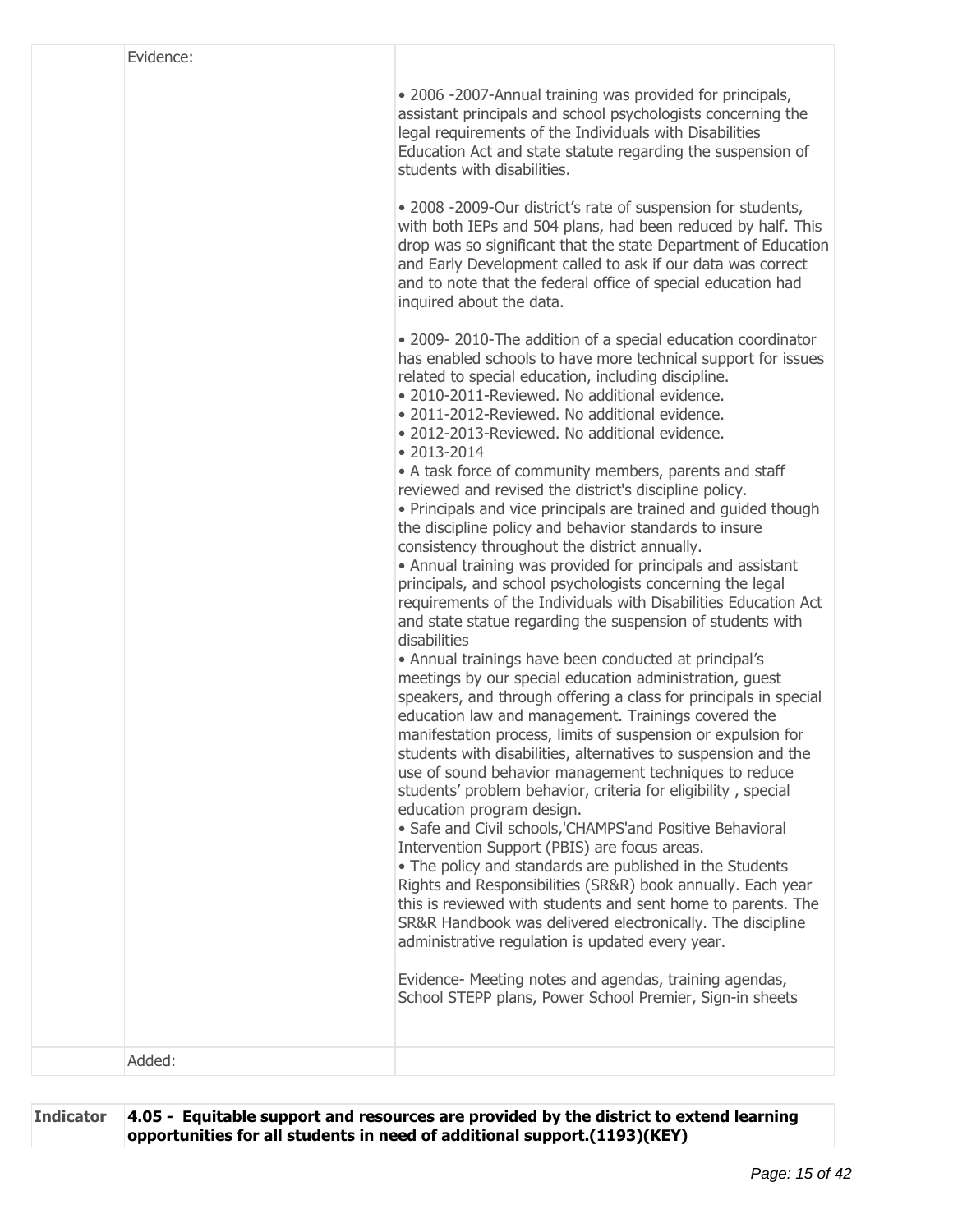| | | |
|---|---|---|
| | Evidence: | • 2006 -2007-Annual training was provided for principals, assistant principals and school psychologists concerning the legal requirements of the Individuals with Disabilities Education Act and state statute regarding the suspension of students with disabilities.<br><br>• 2008 -2009-Our district's rate of suspension for students, with both IEPs and 504 plans, had been reduced by half. This drop was so significant that the state Department of Education and Early Development called to ask if our data was correct and to note that the federal office of special education had inquired about the data.<br><br>• 2009- 2010-The addition of a special education coordinator has enabled schools to have more technical support for issues related to special education, including discipline.<br>• 2010-2011-Reviewed. No additional evidence.<br>• 2011-2012-Reviewed. No additional evidence.<br>• 2012-2013-Reviewed. No additional evidence.<br>• 2013-2014<br>• A task force of community members, parents and staff reviewed and revised the district's discipline policy.<br>• Principals and vice principals are trained and guided though the discipline policy and behavior standards to insure consistency throughout the district annually.<br>• Annual training was provided for principals and assistant principals, and school psychologists concerning the legal requirements of the Individuals with Disabilities Education Act and state statue regarding the suspension of students with disabilities<br>• Annual trainings have been conducted at principal's meetings by our special education administration, guest speakers, and through offering a class for principals in special education law and management. Trainings covered the manifestation process, limits of suspension or expulsion for students with disabilities, alternatives to suspension and the use of sound behavior management techniques to reduce students' problem behavior, criteria for eligibility , special education program design.<br>• Safe and Civil schools,'CHAMPS'and Positive Behavioral Intervention Support (PBIS) are focus areas.<br>• The policy and standards are published in the Students Rights and Responsibilities (SR&R) book annually. Each year this is reviewed with students and sent home to parents. The SR&R Handbook was delivered electronically. The discipline administrative regulation is updated every year.<br><br>Evidence- Meeting notes and agendas, training agendas, School STEPP plans, Power School Premier, Sign-in sheets |
| | Added: | |

| **Indicator** | **4.05 - Equitable support and resources are provided by the district to extend learning opportunities for all students in need of additional support.(1193)(KEY)** |
|---|---|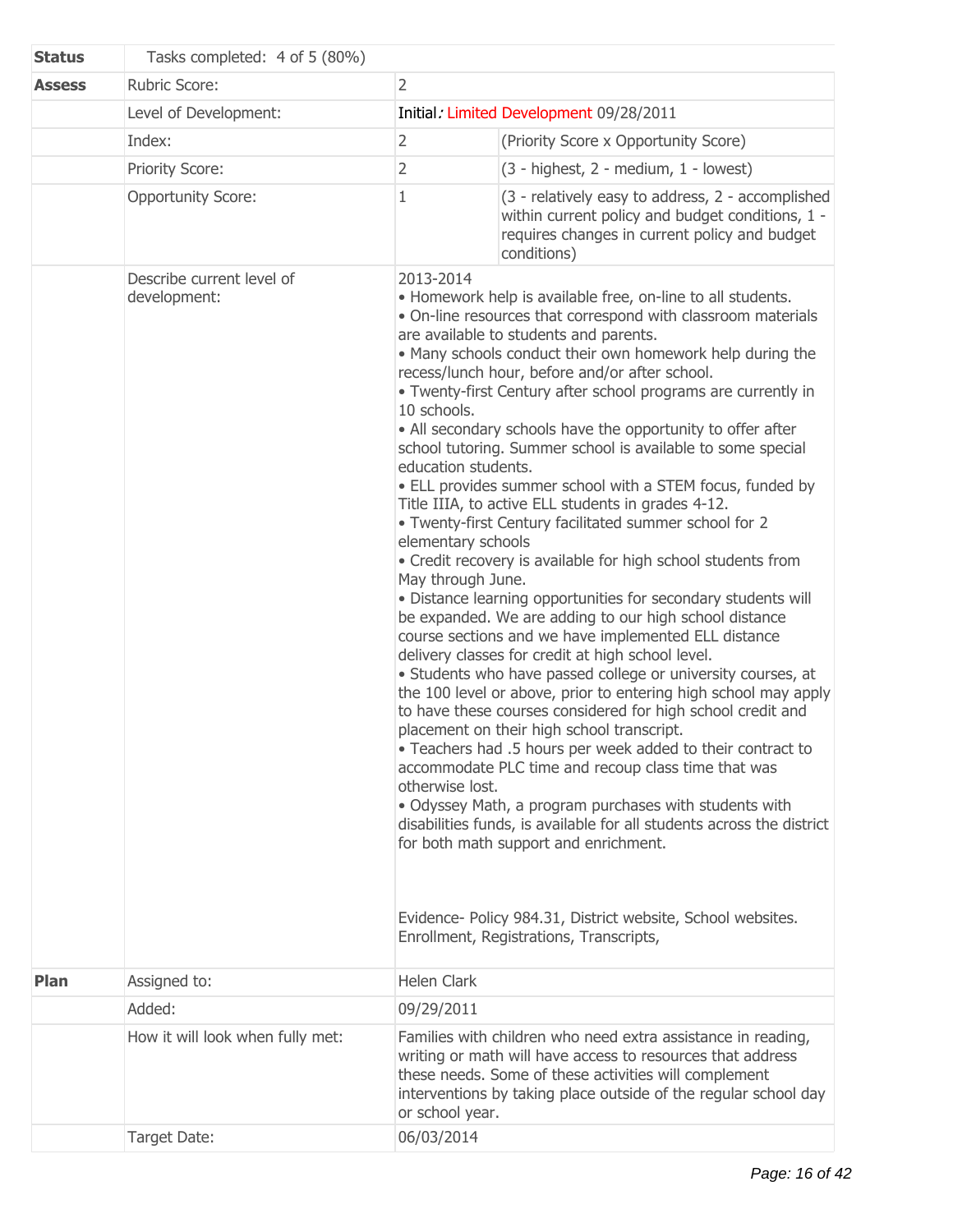| | | | |
|---|---|---|---|
| **Status** | Tasks completed: 4 of 5 (80%) | | |
| **Assess** | Rubric Score: | 2 | |
| | Level of Development: | Initial*:* Limited Development 09/28/2011 | |
| | Index: | 2 | (Priority Score x Opportunity Score) |
| | Priority Score: | 2 | (3 - highest, 2 - medium, 1 - lowest) |
| | Opportunity Score: | 1 | (3 - relatively easy to address, 2 - accomplished within current policy and budget conditions, 1 - requires changes in current policy and budget conditions) |
| | Describe current level of development: | 2013-2014<br>• Homework help is available free, on-line to all students.<br>• On-line resources that correspond with classroom materials are available to students and parents.<br>• Many schools conduct their own homework help during the recess/lunch hour, before and/or after school.<br>• Twenty-first Century after school programs are currently in 10 schools.<br>• All secondary schools have the opportunity to offer after school tutoring. Summer school is available to some special education students.<br>• ELL provides summer school with a STEM focus, funded by Title IIIA, to active ELL students in grades 4-12.<br>• Twenty-first Century facilitated summer school for 2 elementary schools<br>• Credit recovery is available for high school students from May through June.<br>• Distance learning opportunities for secondary students will be expanded. We are adding to our high school distance course sections and we have implemented ELL distance delivery classes for credit at high school level.<br>• Students who have passed college or university courses, at the 100 level or above, prior to entering high school may apply to have these courses considered for high school credit and placement on their high school transcript.<br>• Teachers had .5 hours per week added to their contract to accommodate PLC time and recoup class time that was otherwise lost.<br>• Odyssey Math, a program purchases with students with disabilities funds, is available for all students across the district for both math support and enrichment.<br><br>Evidence- Policy 984.31, District website, School websites. Enrollment, Registrations, Transcripts, | |
| **Plan** | Assigned to: | Helen Clark | |
| | Added: | 09/29/2011 | |
| | How it will look when fully met: | Families with children who need extra assistance in reading, writing or math will have access to resources that address these needs. Some of these activities will complement interventions by taking place outside of the regular school day or school year. | |
| | Target Date: | 06/03/2014 | |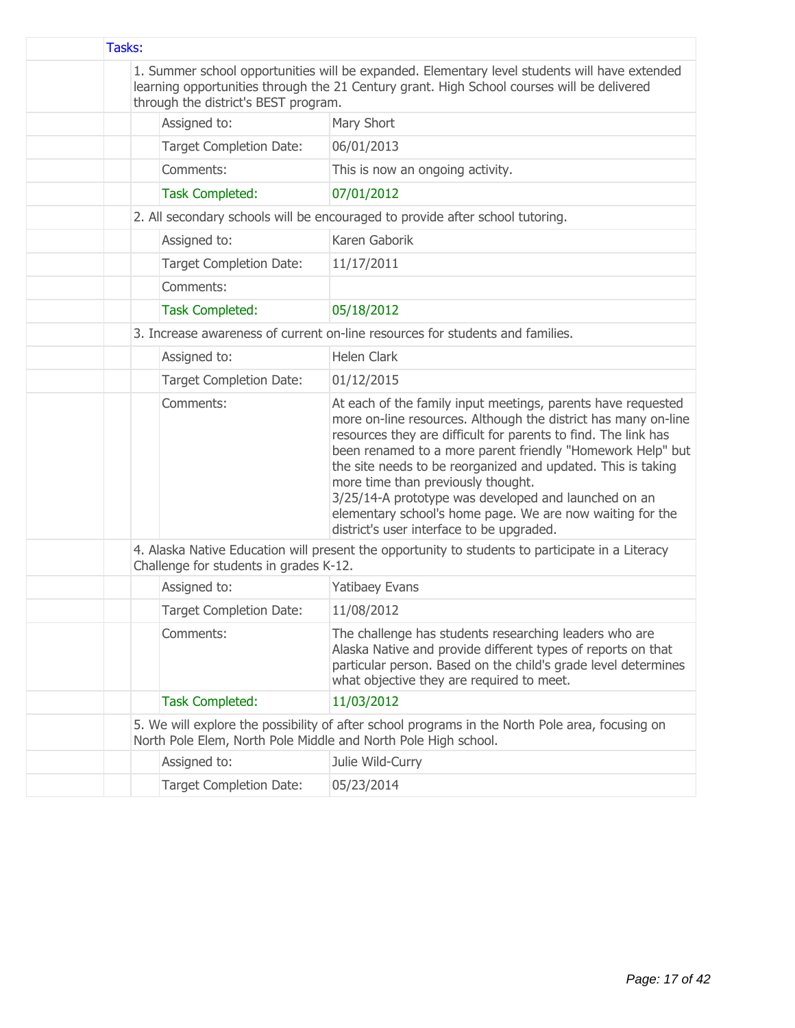Tasks:

1. Summer school opportunities will be expanded. Elementary level students will have extended learning opportunities through the 21 Century grant. High School courses will be delivered through the district's BEST program.

| | |
|---|---|
| Assigned to: | Mary Short |
| Target Completion Date: | 06/01/2013 |
| Comments: | This is now an ongoing activity. |
| Task Completed: | 07/01/2012 |

2. All secondary schools will be encouraged to provide after school tutoring.

| | |
|---|---|
| Assigned to: | Karen Gaborik |
| Target Completion Date: | 11/17/2011 |
| Comments: | |
| Task Completed: | 05/18/2012 |

3. Increase awareness of current on-line resources for students and families.

| | |
|---|---|
| Assigned to: | Helen Clark |
| Target Completion Date: | 01/12/2015 |
| Comments: | At each of the family input meetings, parents have requested more on-line resources. Although the district has many on-line resources they are difficult for parents to find. The link has been renamed to a more parent friendly "Homework Help" but the site needs to be reorganized and updated. This is taking more time than previously thought.<br>3/25/14-A prototype was developed and launched on an elementary school's home page. We are now waiting for the district's user interface to be upgraded. |

4. Alaska Native Education will present the opportunity to students to participate in a Literacy Challenge for students in grades K-12.

| | |
|---|---|
| Assigned to: | Yatibaey Evans |
| Target Completion Date: | 11/08/2012 |
| Comments: | The challenge has students researching leaders who are Alaska Native and provide different types of reports on that particular person. Based on the child's grade level determines what objective they are required to meet. |
| Task Completed: | 11/03/2012 |

5. We will explore the possibility of after school programs in the North Pole area, focusing on North Pole Elem, North Pole Middle and North Pole High school.

| | |
|---|---|
| Assigned to: | Julie Wild-Curry |
| Target Completion Date: | 05/23/2014 |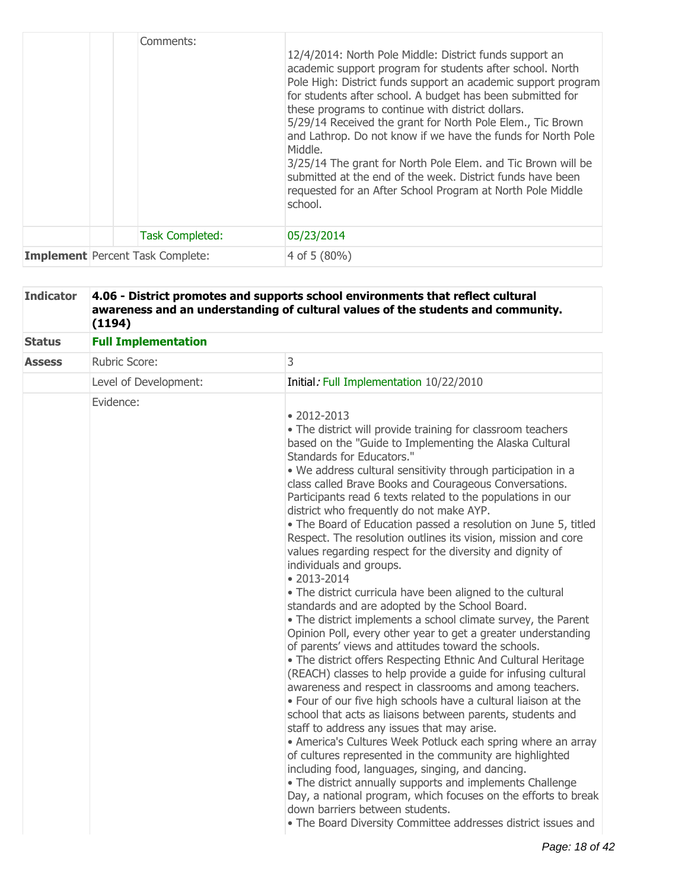| | | | |
|---|---|---|---|
| | | Comments: | 12/4/2014: North Pole Middle: District funds support an academic support program for students after school. North Pole High: District funds support an academic support program for students after school. A budget has been submitted for these programs to continue with district dollars.<br>5/29/14 Received the grant for North Pole Elem., Tic Brown and Lathrop. Do not know if we have the funds for North Pole Middle.<br>3/25/14 The grant for North Pole Elem. and Tic Brown will be submitted at the end of the week. District funds have been requested for an After School Program at North Pole Middle school. |
| | | Task Completed: | 05/23/2014 |
| **Implement** | Percent Task Complete: | | 4 of 5 (80%) |

| | | |
|---|---|---|
| **Indicator** | **4.06 - District promotes and supports school environments that reflect cultural awareness and an understanding of cultural values of the students and community. (1194)** | |
| **Status** | **Full Implementation** | |
| **Assess** | Rubric Score: | 3 |
| | Level of Development: | Initial*:* Full Implementation 10/22/2010 |
| | Evidence: | • 2012-2013<br>• The district will provide training for classroom teachers based on the "Guide to Implementing the Alaska Cultural Standards for Educators."<br>• We address cultural sensitivity through participation in a class called Brave Books and Courageous Conversations. Participants read 6 texts related to the populations in our district who frequently do not make AYP.<br>• The Board of Education passed a resolution on June 5, titled Respect. The resolution outlines its vision, mission and core values regarding respect for the diversity and dignity of individuals and groups.<br>• 2013-2014<br>• The district curricula have been aligned to the cultural standards and are adopted by the School Board.<br>• The district implements a school climate survey, the Parent Opinion Poll, every other year to get a greater understanding of parents' views and attitudes toward the schools.<br>• The district offers Respecting Ethnic And Cultural Heritage (REACH) classes to help provide a guide for infusing cultural awareness and respect in classrooms and among teachers.<br>• Four of our five high schools have a cultural liaison at the school that acts as liaisons between parents, students and staff to address any issues that may arise.<br>• America's Cultures Week Potluck each spring where an array of cultures represented in the community are highlighted including food, languages, singing, and dancing.<br>• The district annually supports and implements Challenge Day, a national program, which focuses on the efforts to break down barriers between students.<br>• The Board Diversity Committee addresses district issues and |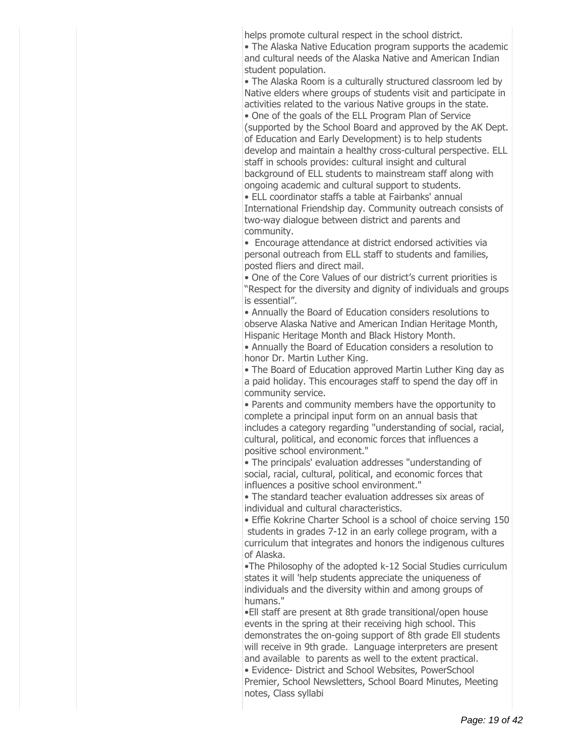helps promote cultural respect in the school district.

- The Alaska Native Education program supports the academic and cultural needs of the Alaska Native and American Indian student population.
- The Alaska Room is a culturally structured classroom led by Native elders where groups of students visit and participate in activities related to the various Native groups in the state.
- One of the goals of the ELL Program Plan of Service (supported by the School Board and approved by the AK Dept. of Education and Early Development) is to help students develop and maintain a healthy cross-cultural perspective. ELL staff in schools provides: cultural insight and cultural background of ELL students to mainstream staff along with ongoing academic and cultural support to students.
- ELL coordinator staffs a table at Fairbanks' annual International Friendship day. Community outreach consists of two-way dialogue between district and parents and community.
- Encourage attendance at district endorsed activities via personal outreach from ELL staff to students and families, posted fliers and direct mail.
- One of the Core Values of our district's current priorities is "Respect for the diversity and dignity of individuals and groups is essential".
- Annually the Board of Education considers resolutions to observe Alaska Native and American Indian Heritage Month, Hispanic Heritage Month and Black History Month.
- Annually the Board of Education considers a resolution to honor Dr. Martin Luther King.
- The Board of Education approved Martin Luther King day as a paid holiday. This encourages staff to spend the day off in community service.
- Parents and community members have the opportunity to complete a principal input form on an annual basis that includes a category regarding "understanding of social, racial, cultural, political, and economic forces that influences a positive school environment."
- The principals' evaluation addresses "understanding of social, racial, cultural, political, and economic forces that influences a positive school environment."
- The standard teacher evaluation addresses six areas of individual and cultural characteristics.
- Effie Kokrine Charter School is a school of choice serving 150 students in grades 7-12 in an early college program, with a curriculum that integrates and honors the indigenous cultures of Alaska.
- The Philosophy of the adopted k-12 Social Studies curriculum states it will 'help students appreciate the uniqueness of individuals and the diversity within and among groups of humans."
- Ell staff are present at 8th grade transitional/open house events in the spring at their receiving high school. This demonstrates the on-going support of 8th grade Ell students will receive in 9th grade. Language interpreters are present and available to parents as well to the extent practical.
- Evidence- District and School Websites, PowerSchool Premier, School Newsletters, School Board Minutes, Meeting notes, Class syllabi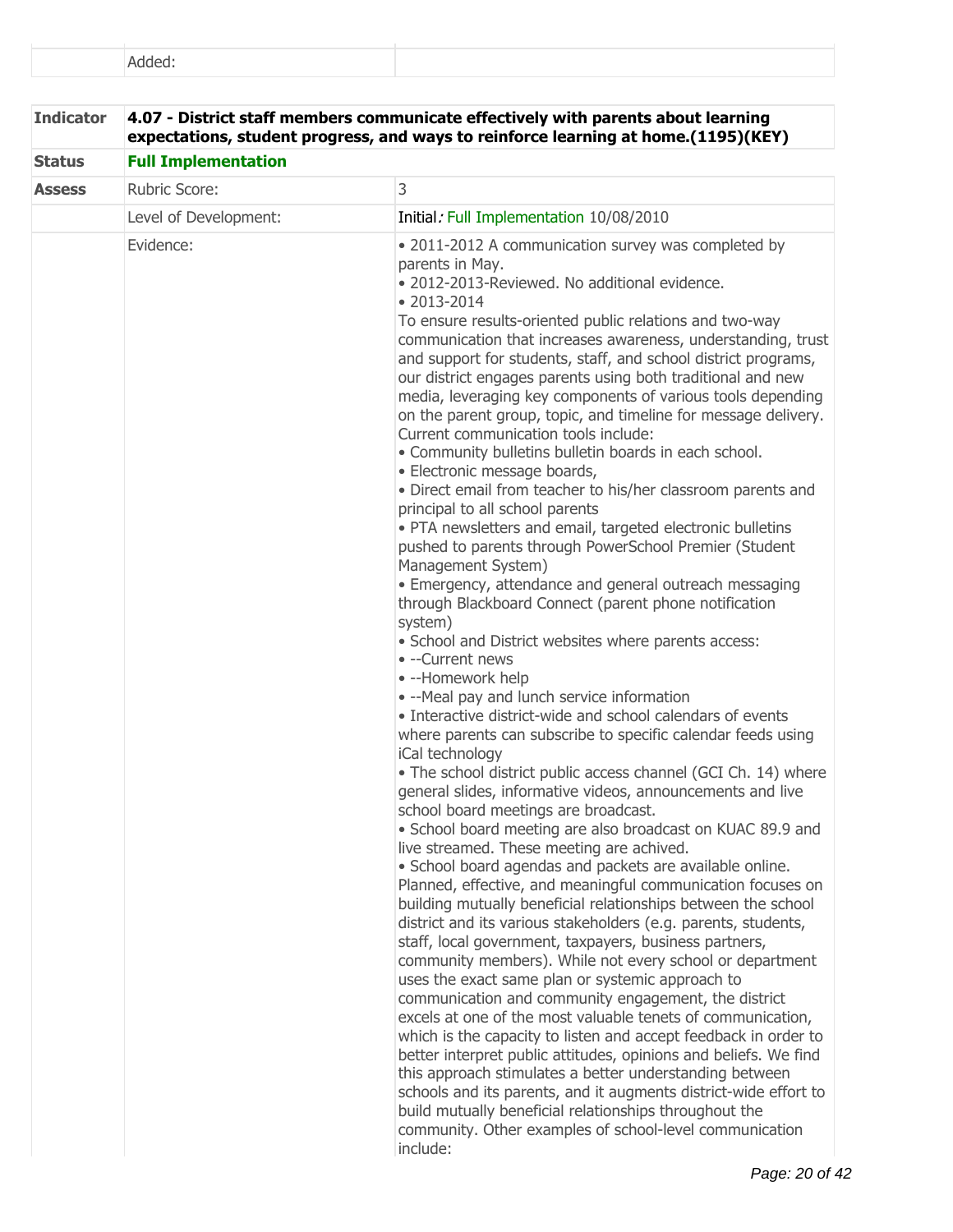| | Added: | |
|---|---|---|

| **Indicator** | **4.07 - District staff members communicate effectively with parents about learning expectations, student progress, and ways to reinforce learning at home.(1195)(KEY)** | |
|---|---|---|
| **Status** | **Full Implementation** | |
| **Assess** | Rubric Score: | 3 |
| | Level of Development: | Initial*:* Full Implementation 10/08/2010 |
| | Evidence: | • 2011-2012 A communication survey was completed by parents in May.<br>• 2012-2013-Reviewed. No additional evidence.<br>• 2013-2014<br>To ensure results-oriented public relations and two-way communication that increases awareness, understanding, trust and support for students, staff, and school district programs, our district engages parents using both traditional and new media, leveraging key components of various tools depending on the parent group, topic, and timeline for message delivery. Current communication tools include:<br>• Community bulletins bulletin boards in each school.<br>• Electronic message boards,<br>• Direct email from teacher to his/her classroom parents and principal to all school parents<br>• PTA newsletters and email, targeted electronic bulletins pushed to parents through PowerSchool Premier (Student Management System)<br>• Emergency, attendance and general outreach messaging through Blackboard Connect (parent phone notification system)<br>• School and District websites where parents access:<br>• --Current news<br>• --Homework help<br>• --Meal pay and lunch service information<br>• Interactive district-wide and school calendars of events where parents can subscribe to specific calendar feeds using iCal technology<br>• The school district public access channel (GCI Ch. 14) where general slides, informative videos, announcements and live school board meetings are broadcast.<br>• School board meeting are also broadcast on KUAC 89.9 and live streamed. These meeting are achived.<br>• School board agendas and packets are available online.<br>Planned, effective, and meaningful communication focuses on building mutually beneficial relationships between the school district and its various stakeholders (e.g. parents, students, staff, local government, taxpayers, business partners, community members). While not every school or department uses the exact same plan or systemic approach to communication and community engagement, the district excels at one of the most valuable tenets of communication, which is the capacity to listen and accept feedback in order to better interpret public attitudes, opinions and beliefs. We find this approach stimulates a better understanding between schools and its parents, and it augments district-wide effort to build mutually beneficial relationships throughout the community. Other examples of school-level communication include: |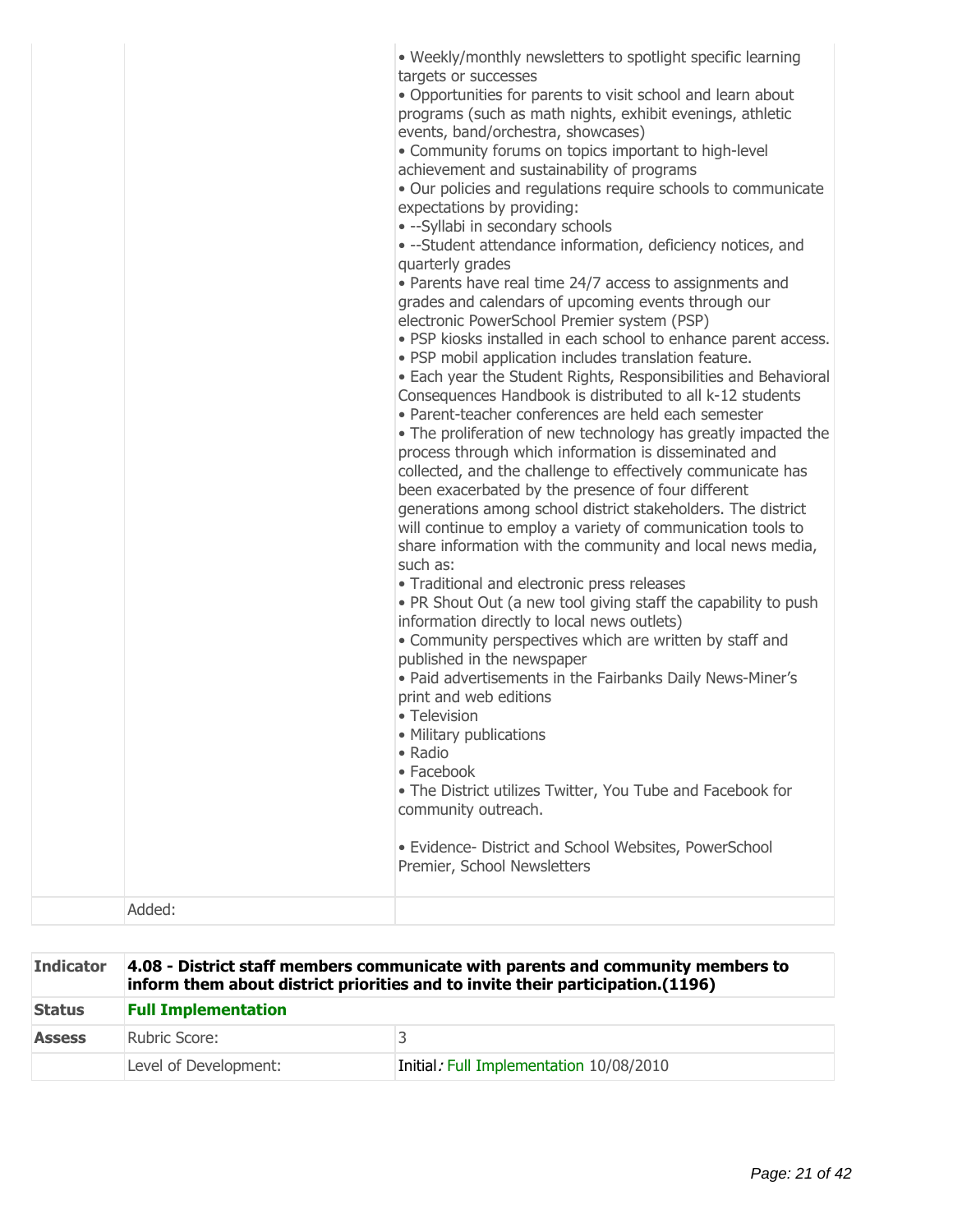| | | |
|---|---|---|
| | | • Weekly/monthly newsletters to spotlight specific learning targets or successes<br>• Opportunities for parents to visit school and learn about programs (such as math nights, exhibit evenings, athletic events, band/orchestra, showcases)<br>• Community forums on topics important to high-level achievement and sustainability of programs<br>• Our policies and regulations require schools to communicate expectations by providing:<br>• --Syllabi in secondary schools<br>• --Student attendance information, deficiency notices, and quarterly grades<br>• Parents have real time 24/7 access to assignments and grades and calendars of upcoming events through our electronic PowerSchool Premier system (PSP)<br>• PSP kiosks installed in each school to enhance parent access.<br>• PSP mobil application includes translation feature.<br>• Each year the Student Rights, Responsibilities and Behavioral Consequences Handbook is distributed to all k-12 students<br>• Parent-teacher conferences are held each semester<br>• The proliferation of new technology has greatly impacted the process through which information is disseminated and collected, and the challenge to effectively communicate has been exacerbated by the presence of four different generations among school district stakeholders. The district will continue to employ a variety of communication tools to share information with the community and local news media, such as:<br>• Traditional and electronic press releases<br>• PR Shout Out (a new tool giving staff the capability to push information directly to local news outlets)<br>• Community perspectives which are written by staff and published in the newspaper<br>• Paid advertisements in the Fairbanks Daily News-Miner's print and web editions<br>• Television<br>• Military publications<br>• Radio<br>• Facebook<br>• The District utilizes Twitter, You Tube and Facebook for community outreach.<br><br>• Evidence- District and School Websites, PowerSchool Premier, School Newsletters |
| | Added: | |

| Indicator | 4.08 - District staff members communicate with parents and community members to inform them about district priorities and to invite their participation.(1196) | |
|---|---|---|
| **Status** | **Full Implementation** | |
| **Assess** | Rubric Score: | 3 |
| | Level of Development: | Initial: Full Implementation 10/08/2010 |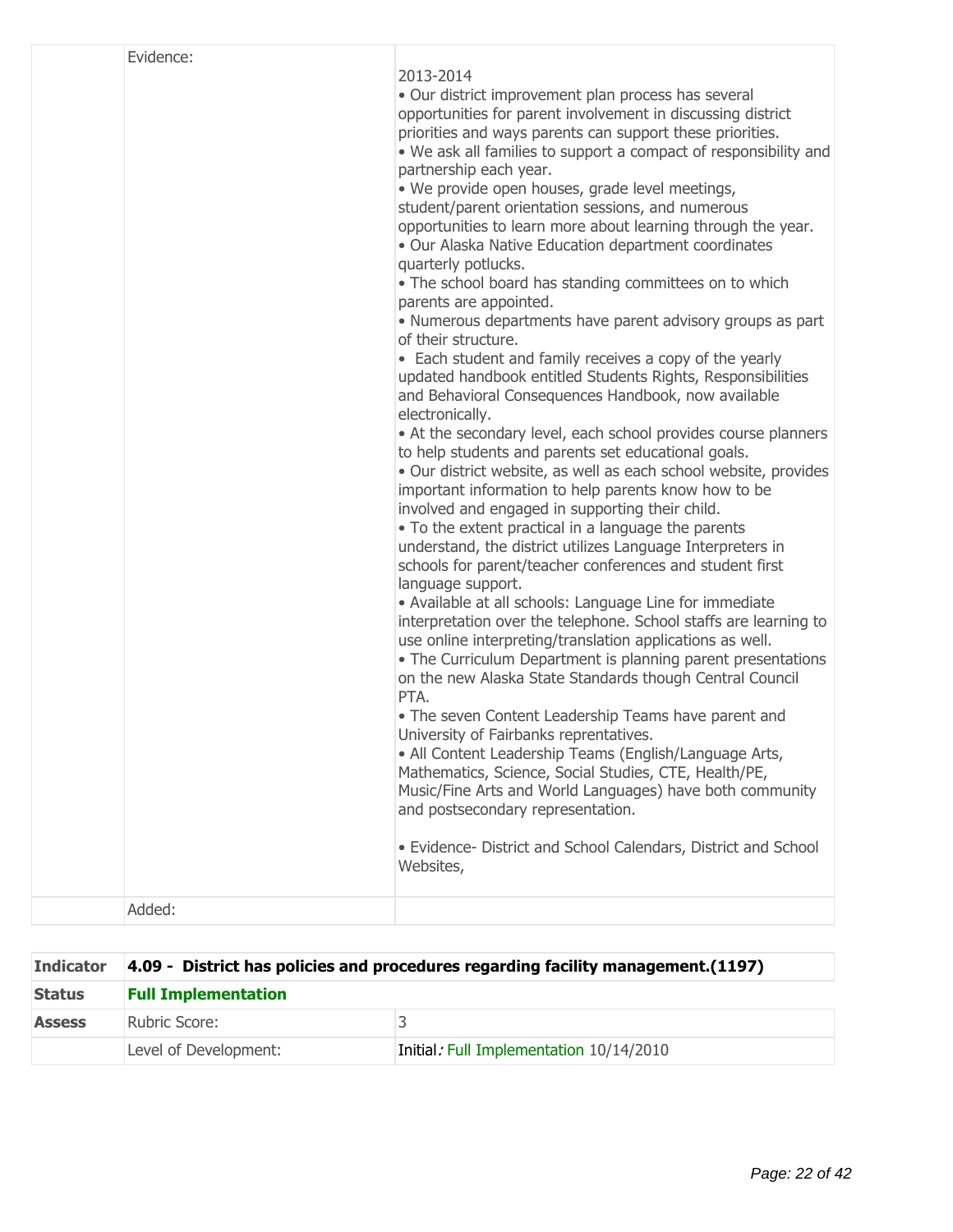| | | |
|---|---|---|
| | Evidence: | 2013-2014<br>• Our district improvement plan process has several opportunities for parent involvement in discussing district priorities and ways parents can support these priorities.<br>• We ask all families to support a compact of responsibility and partnership each year.<br>• We provide open houses, grade level meetings, student/parent orientation sessions, and numerous opportunities to learn more about learning through the year.<br>• Our Alaska Native Education department coordinates quarterly potlucks.<br>• The school board has standing committees on to which parents are appointed.<br>• Numerous departments have parent advisory groups as part of their structure.<br>• Each student and family receives a copy of the yearly updated handbook entitled Students Rights, Responsibilities and Behavioral Consequences Handbook, now available electronically.<br>• At the secondary level, each school provides course planners to help students and parents set educational goals.<br>• Our district website, as well as each school website, provides important information to help parents know how to be involved and engaged in supporting their child.<br>• To the extent practical in a language the parents understand, the district utilizes Language Interpreters in schools for parent/teacher conferences and student first language support.<br>• Available at all schools: Language Line for immediate interpretation over the telephone. School staffs are learning to use online interpreting/translation applications as well.<br>• The Curriculum Department is planning parent presentations on the new Alaska State Standards though Central Council PTA.<br>• The seven Content Leadership Teams have parent and University of Fairbanks reprentatives.<br>• All Content Leadership Teams (English/Language Arts, Mathematics, Science, Social Studies, CTE, Health/PE, Music/Fine Arts and World Languages) have both community and postsecondary representation.<br><br>• Evidence- District and School Calendars, District and School Websites, |
| | Added: | |

| **Indicator** | **4.09 - District has policies and procedures regarding facility management.(1197)** | |
|---|---|---|
| **Status** | **Full Implementation** | |
| **Assess** | Rubric Score: | 3 |
| | Level of Development: | Initial: Full Implementation 10/14/2010 |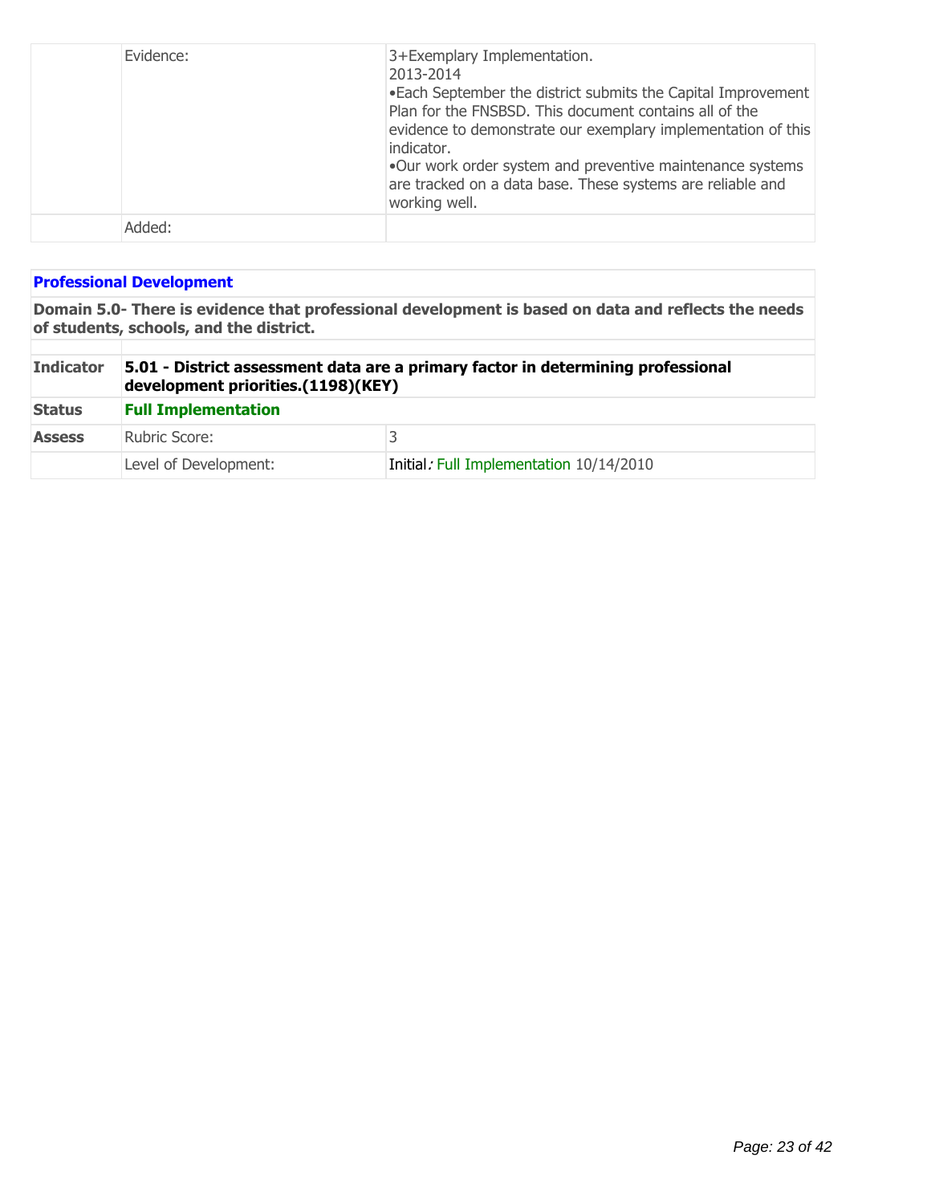| | | |
|---|---|---|
| | Evidence: | 3+Exemplary Implementation.<br>2013-2014<br>•Each September the district submits the Capital Improvement Plan for the FNSBSD. This document contains all of the evidence to demonstrate our exemplary implementation of this indicator.<br>•Our work order system and preventive maintenance systems are tracked on a data base. These systems are reliable and working well. |
| | Added: | |

**Professional Development**

**Domain 5.0- There is evidence that professional development is based on data and reflects the needs of students, schools, and the district.**

| | | |
|---|---|---|
| **Indicator** | **5.01 - District assessment data are a primary factor in determining professional development priorities.(1198)(KEY)** | |
| **Status** | **Full Implementation** | |
| **Assess** | Rubric Score: | 3 |
| | Level of Development: | Initial: Full Implementation 10/14/2010 |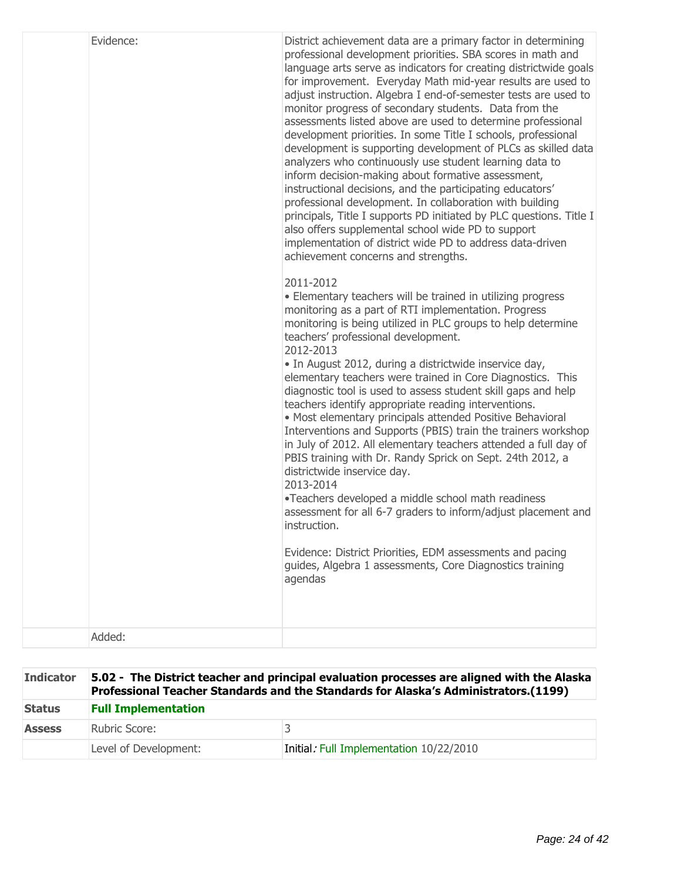| | | |
|---|---|---|
| | Evidence: | District achievement data are a primary factor in determining professional development priorities. SBA scores in math and language arts serve as indicators for creating districtwide goals for improvement. Everyday Math mid-year results are used to adjust instruction. Algebra I end-of-semester tests are used to monitor progress of secondary students. Data from the assessments listed above are used to determine professional development priorities. In some Title I schools, professional development is supporting development of PLCs as skilled data analyzers who continuously use student learning data to inform decision-making about formative assessment, instructional decisions, and the participating educators' professional development. In collaboration with building principals, Title I supports PD initiated by PLC questions. Title I also offers supplemental school wide PD to support implementation of district wide PD to address data-driven achievement concerns and strengths.<br><br>2011-2012<br>• Elementary teachers will be trained in utilizing progress monitoring as a part of RTI implementation. Progress monitoring is being utilized in PLC groups to help determine teachers' professional development.<br>2012-2013<br>• In August 2012, during a districtwide inservice day, elementary teachers were trained in Core Diagnostics. This diagnostic tool is used to assess student skill gaps and help teachers identify appropriate reading interventions.<br>• Most elementary principals attended Positive Behavioral Interventions and Supports (PBIS) train the trainers workshop in July of 2012. All elementary teachers attended a full day of PBIS training with Dr. Randy Sprick on Sept. 24th 2012, a districtwide inservice day.<br>2013-2014<br>•Teachers developed a middle school math readiness assessment for all 6-7 graders to inform/adjust placement and instruction.<br><br>Evidence: District Priorities, EDM assessments and pacing guides, Algebra 1 assessments, Core Diagnostics training agendas |
| | Added: | |

| **Indicator** | **5.02 - The District teacher and principal evaluation processes are aligned with the Alaska Professional Teacher Standards and the Standards for Alaska's Administrators.(1199)** | |
|---|---|---|
| **Status** | **Full Implementation** | |
| **Assess** | Rubric Score: | 3 |
| | Level of Development: | Initial*:* Full Implementation 10/22/2010 |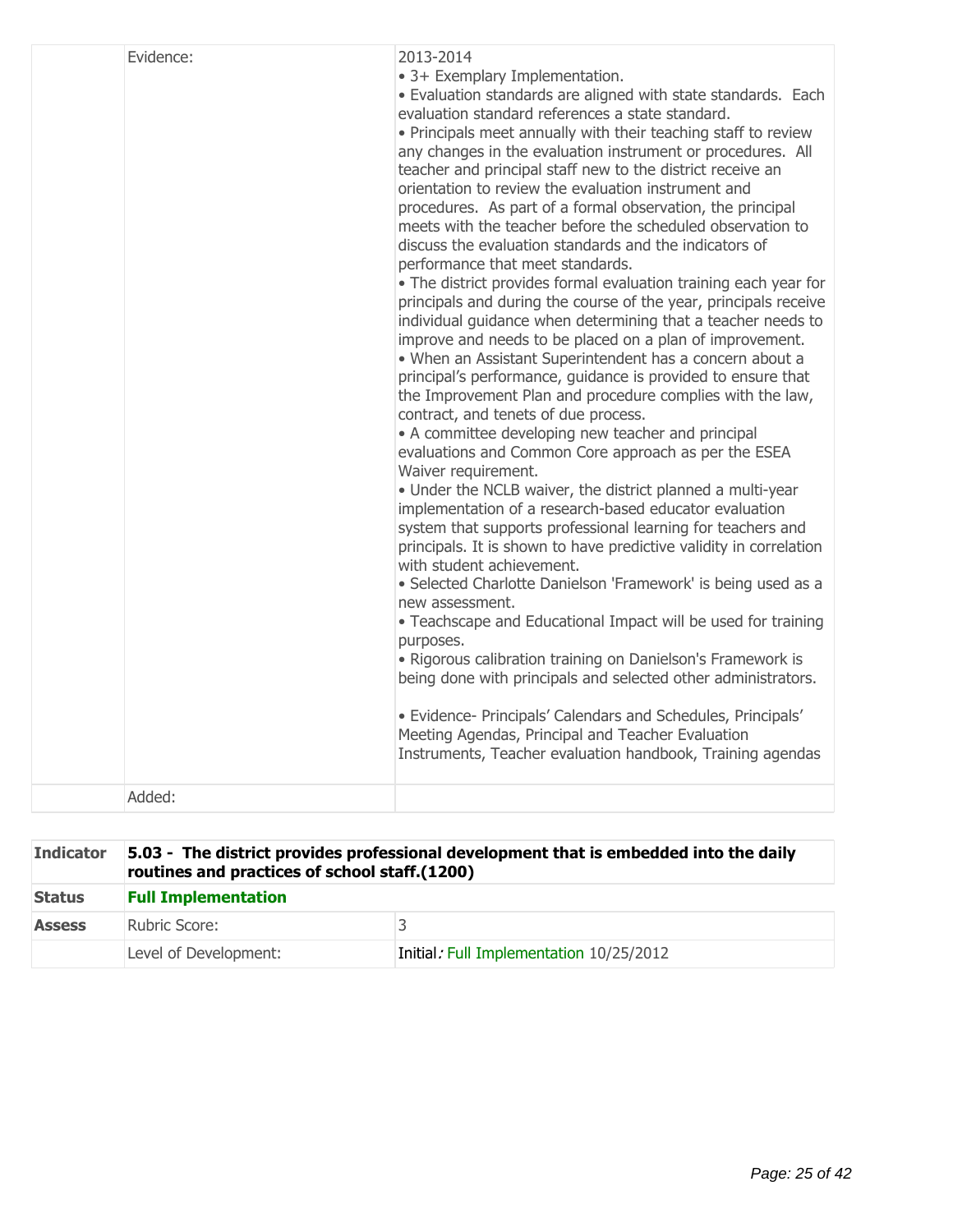| | | |
|---|---|---|
| | Evidence: | 2013-2014<br>• 3+ Exemplary Implementation.<br>• Evaluation standards are aligned with state standards. Each evaluation standard references a state standard.<br>• Principals meet annually with their teaching staff to review any changes in the evaluation instrument or procedures. All teacher and principal staff new to the district receive an orientation to review the evaluation instrument and procedures. As part of a formal observation, the principal meets with the teacher before the scheduled observation to discuss the evaluation standards and the indicators of performance that meet standards.<br>• The district provides formal evaluation training each year for principals and during the course of the year, principals receive individual guidance when determining that a teacher needs to improve and needs to be placed on a plan of improvement.<br>• When an Assistant Superintendent has a concern about a principal's performance, guidance is provided to ensure that the Improvement Plan and procedure complies with the law, contract, and tenets of due process.<br>• A committee developing new teacher and principal evaluations and Common Core approach as per the ESEA Waiver requirement.<br>• Under the NCLB waiver, the district planned a multi-year implementation of a research-based educator evaluation system that supports professional learning for teachers and principals. It is shown to have predictive validity in correlation with student achievement.<br>• Selected Charlotte Danielson 'Framework' is being used as a new assessment.<br>• Teachscape and Educational Impact will be used for training purposes.<br>• Rigorous calibration training on Danielson's Framework is being done with principals and selected other administrators.<br><br>• Evidence- Principals' Calendars and Schedules, Principals' Meeting Agendas, Principal and Teacher Evaluation Instruments, Teacher evaluation handbook, Training agendas |
| | Added: | |

| **Indicator** | **5.03 - The district provides professional development that is embedded into the daily routines and practices of school staff.(1200)** | |
|---|---|---|
| **Status** | **Full Implementation** | |
| **Assess** | Rubric Score: | 3 |
| | Level of Development: | Initial: Full Implementation 10/25/2012 |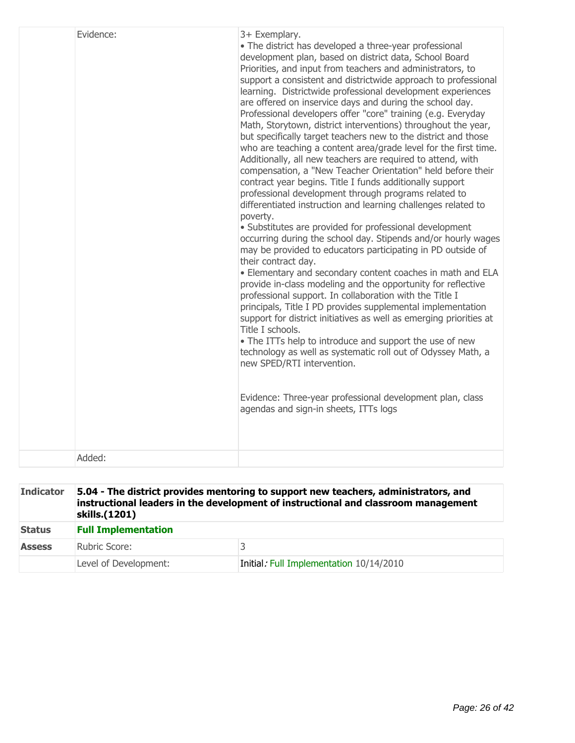| | | |
|---|---|---|
| | Evidence: | 3+ Exemplary.<br>• The district has developed a three-year professional development plan, based on district data, School Board Priorities, and input from teachers and administrators, to support a consistent and districtwide approach to professional learning. Districtwide professional development experiences are offered on inservice days and during the school day. Professional developers offer "core" training (e.g. Everyday Math, Storytown, district interventions) throughout the year, but specifically target teachers new to the district and those who are teaching a content area/grade level for the first time. Additionally, all new teachers are required to attend, with compensation, a "New Teacher Orientation" held before their contract year begins. Title I funds additionally support professional development through programs related to differentiated instruction and learning challenges related to poverty.<br>• Substitutes are provided for professional development occurring during the school day. Stipends and/or hourly wages may be provided to educators participating in PD outside of their contract day.<br>• Elementary and secondary content coaches in math and ELA provide in-class modeling and the opportunity for reflective professional support. In collaboration with the Title I principals, Title I PD provides supplemental implementation support for district initiatives as well as emerging priorities at Title I schools.<br>• The ITTs help to introduce and support the use of new technology as well as systematic roll out of Odyssey Math, a new SPED/RTI intervention.<br><br>Evidence: Three-year professional development plan, class agendas and sign-in sheets, ITTs logs |
| | Added: | |

| **Indicator** | **5.04 - The district provides mentoring to support new teachers, administrators, and instructional leaders in the development of instructional and classroom management skills.(1201)** | |
|---|---|---|
| **Status** | **Full Implementation** | |
| **Assess** | Rubric Score: | 3 |
| | Level of Development: | Initial: Full Implementation 10/14/2010 |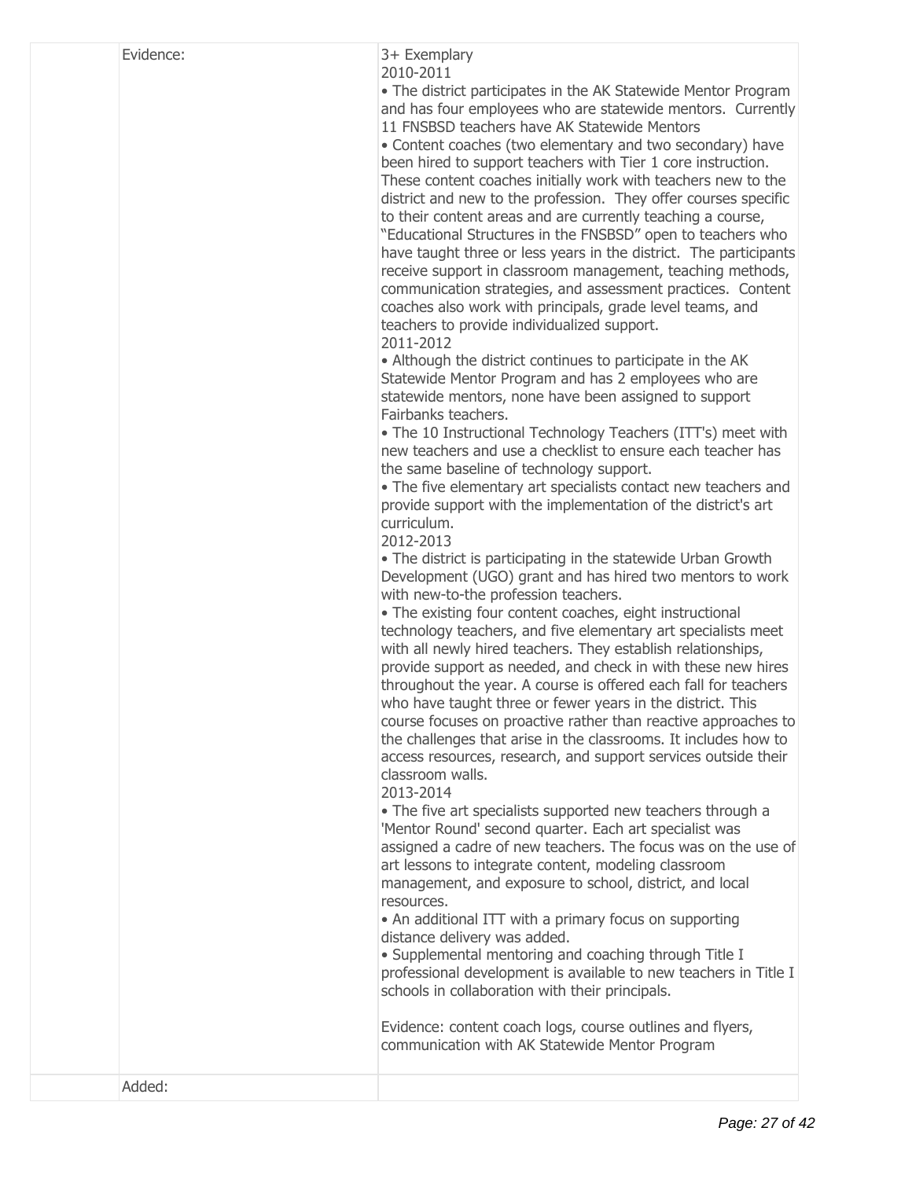| | Evidence: | 3+ Exemplary<br>2010-2011<br>• The district participates in the AK Statewide Mentor Program and has four employees who are statewide mentors. Currently 11 FNSBSD teachers have AK Statewide Mentors<br>• Content coaches (two elementary and two secondary) have been hired to support teachers with Tier 1 core instruction. These content coaches initially work with teachers new to the district and new to the profession. They offer courses specific to their content areas and are currently teaching a course, "Educational Structures in the FNSBSD" open to teachers who have taught three or less years in the district. The participants receive support in classroom management, teaching methods, communication strategies, and assessment practices. Content coaches also work with principals, grade level teams, and teachers to provide individualized support.<br>2011-2012<br>• Although the district continues to participate in the AK Statewide Mentor Program and has 2 employees who are statewide mentors, none have been assigned to support Fairbanks teachers.<br>• The 10 Instructional Technology Teachers (ITT's) meet with new teachers and use a checklist to ensure each teacher has the same baseline of technology support.<br>• The five elementary art specialists contact new teachers and provide support with the implementation of the district's art curriculum.<br>2012-2013<br>• The district is participating in the statewide Urban Growth Development (UGO) grant and has hired two mentors to work with new-to-the profession teachers.<br>• The existing four content coaches, eight instructional technology teachers, and five elementary art specialists meet with all newly hired teachers. They establish relationships, provide support as needed, and check in with these new hires throughout the year. A course is offered each fall for teachers who have taught three or fewer years in the district. This course focuses on proactive rather than reactive approaches to the challenges that arise in the classrooms. It includes how to access resources, research, and support services outside their classroom walls.<br>2013-2014<br>• The five art specialists supported new teachers through a 'Mentor Round' second quarter. Each art specialist was assigned a cadre of new teachers. The focus was on the use of art lessons to integrate content, modeling classroom management, and exposure to school, district, and local resources.<br>• An additional ITT with a primary focus on supporting distance delivery was added.<br>• Supplemental mentoring and coaching through Title I professional development is available to new teachers in Title I schools in collaboration with their principals.<br><br>Evidence: content coach logs, course outlines and flyers, communication with AK Statewide Mentor Program |
|---|---|---|
| | Added: | |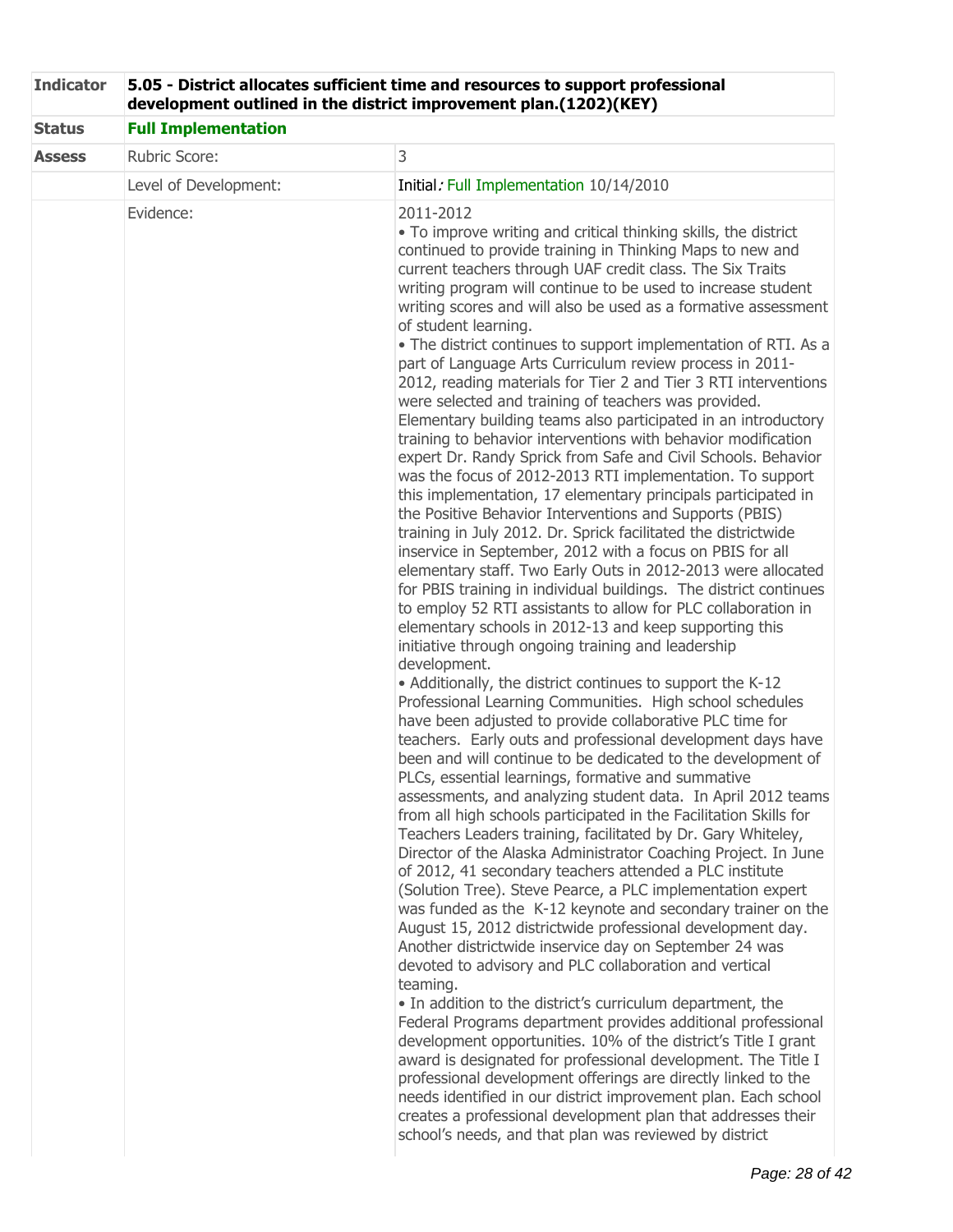| Indicator | 5.05 - District allocates sufficient time and resources to support professional development outlined in the district improvement plan.(1202)(KEY) | |
|---|---|---|
| **Status** | **Full Implementation** | |
| **Assess** | Rubric Score: | 3 |
| | Level of Development: | Initial: Full Implementation 10/14/2010 |
| | Evidence: | 2011-2012<br>• To improve writing and critical thinking skills, the district continued to provide training in Thinking Maps to new and current teachers through UAF credit class. The Six Traits writing program will continue to be used to increase student writing scores and will also be used as a formative assessment of student learning.<br>• The district continues to support implementation of RTI. As a part of Language Arts Curriculum review process in 2011-2012, reading materials for Tier 2 and Tier 3 RTI interventions were selected and training of teachers was provided. Elementary building teams also participated in an introductory training to behavior interventions with behavior modification expert Dr. Randy Sprick from Safe and Civil Schools. Behavior was the focus of 2012-2013 RTI implementation. To support this implementation, 17 elementary principals participated in the Positive Behavior Interventions and Supports (PBIS) training in July 2012. Dr. Sprick facilitated the districtwide inservice in September, 2012 with a focus on PBIS for all elementary staff. Two Early Outs in 2012-2013 were allocated for PBIS training in individual buildings. The district continues to employ 52 RTI assistants to allow for PLC collaboration in elementary schools in 2012-13 and keep supporting this initiative through ongoing training and leadership development.<br>• Additionally, the district continues to support the K-12 Professional Learning Communities. High school schedules have been adjusted to provide collaborative PLC time for teachers. Early outs and professional development days have been and will continue to be dedicated to the development of PLCs, essential learnings, formative and summative assessments, and analyzing student data. In April 2012 teams from all high schools participated in the Facilitation Skills for Teachers Leaders training, facilitated by Dr. Gary Whiteley, Director of the Alaska Administrator Coaching Project. In June of 2012, 41 secondary teachers attended a PLC institute (Solution Tree). Steve Pearce, a PLC implementation expert was funded as the K-12 keynote and secondary trainer on the August 15, 2012 districtwide professional development day. Another districtwide inservice day on September 24 was devoted to advisory and PLC collaboration and vertical teaming.<br>• In addition to the district's curriculum department, the Federal Programs department provides additional professional development opportunities. 10% of the district's Title I grant award is designated for professional development. The Title I professional development offerings are directly linked to the needs identified in our district improvement plan. Each school creates a professional development plan that addresses their school's needs, and that plan was reviewed by district |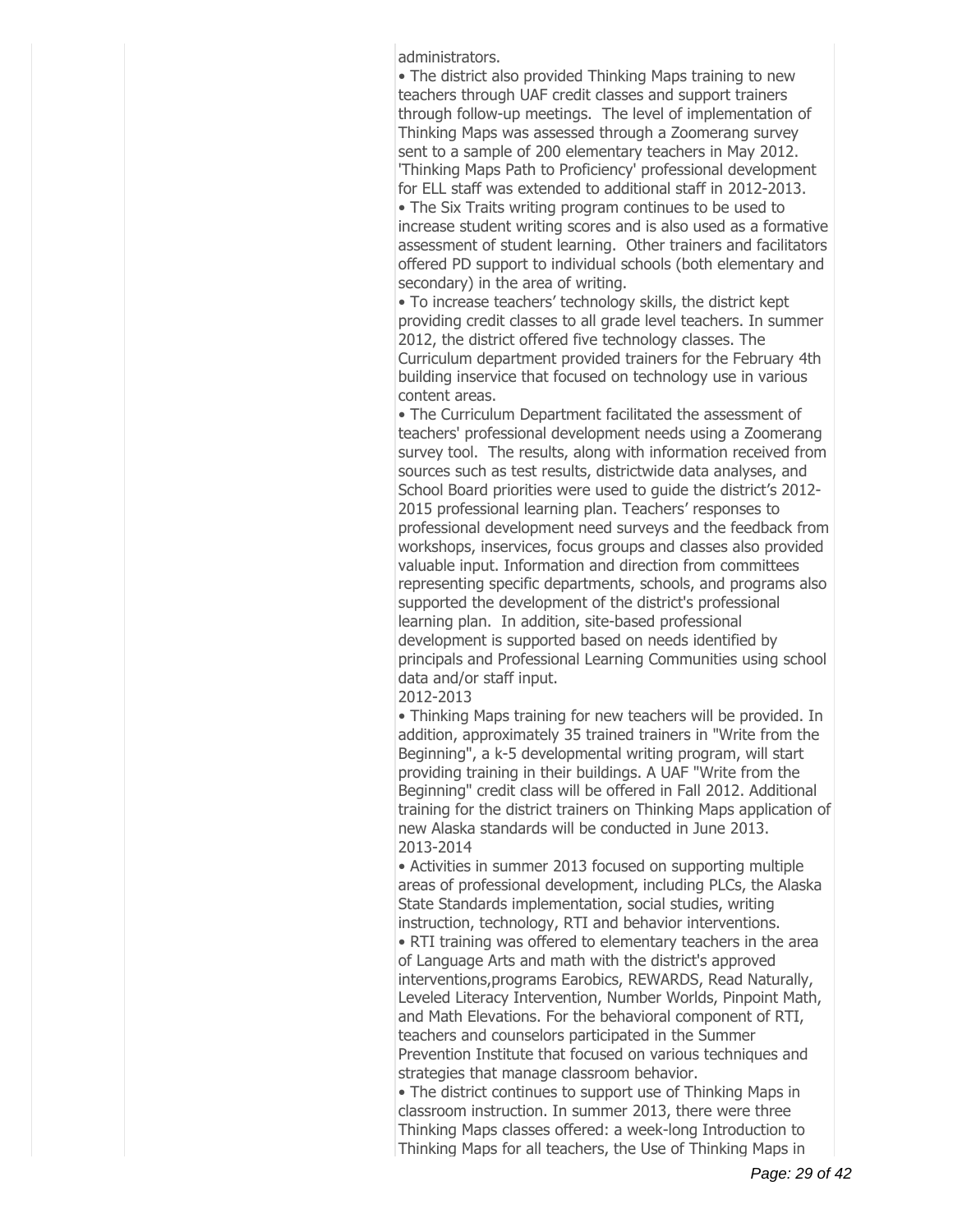administrators.

• The district also provided Thinking Maps training to new teachers through UAF credit classes and support trainers through follow-up meetings. The level of implementation of Thinking Maps was assessed through a Zoomerang survey sent to a sample of 200 elementary teachers in May 2012. 'Thinking Maps Path to Proficiency' professional development for ELL staff was extended to additional staff in 2012-2013.

• The Six Traits writing program continues to be used to increase student writing scores and is also used as a formative assessment of student learning. Other trainers and facilitators offered PD support to individual schools (both elementary and secondary) in the area of writing.

• To increase teachers' technology skills, the district kept providing credit classes to all grade level teachers. In summer 2012, the district offered five technology classes. The Curriculum department provided trainers for the February 4th building inservice that focused on technology use in various content areas.

• The Curriculum Department facilitated the assessment of teachers' professional development needs using a Zoomerang survey tool. The results, along with information received from sources such as test results, districtwide data analyses, and School Board priorities were used to guide the district's 2012-2015 professional learning plan. Teachers' responses to professional development need surveys and the feedback from workshops, inservices, focus groups and classes also provided valuable input. Information and direction from committees representing specific departments, schools, and programs also supported the development of the district's professional learning plan. In addition, site-based professional development is supported based on needs identified by principals and Professional Learning Communities using school data and/or staff input.

2012-2013

• Thinking Maps training for new teachers will be provided. In addition, approximately 35 trained trainers in "Write from the Beginning", a k-5 developmental writing program, will start providing training in their buildings. A UAF "Write from the Beginning" credit class will be offered in Fall 2012. Additional training for the district trainers on Thinking Maps application of new Alaska standards will be conducted in June 2013.

2013-2014

• Activities in summer 2013 focused on supporting multiple areas of professional development, including PLCs, the Alaska State Standards implementation, social studies, writing instruction, technology, RTI and behavior interventions.

• RTI training was offered to elementary teachers in the area of Language Arts and math with the district's approved interventions,programs Earobics, REWARDS, Read Naturally, Leveled Literacy Intervention, Number Worlds, Pinpoint Math, and Math Elevations. For the behavioral component of RTI, teachers and counselors participated in the Summer Prevention Institute that focused on various techniques and strategies that manage classroom behavior.

• The district continues to support use of Thinking Maps in classroom instruction. In summer 2013, there were three Thinking Maps classes offered: a week-long Introduction to Thinking Maps for all teachers, the Use of Thinking Maps in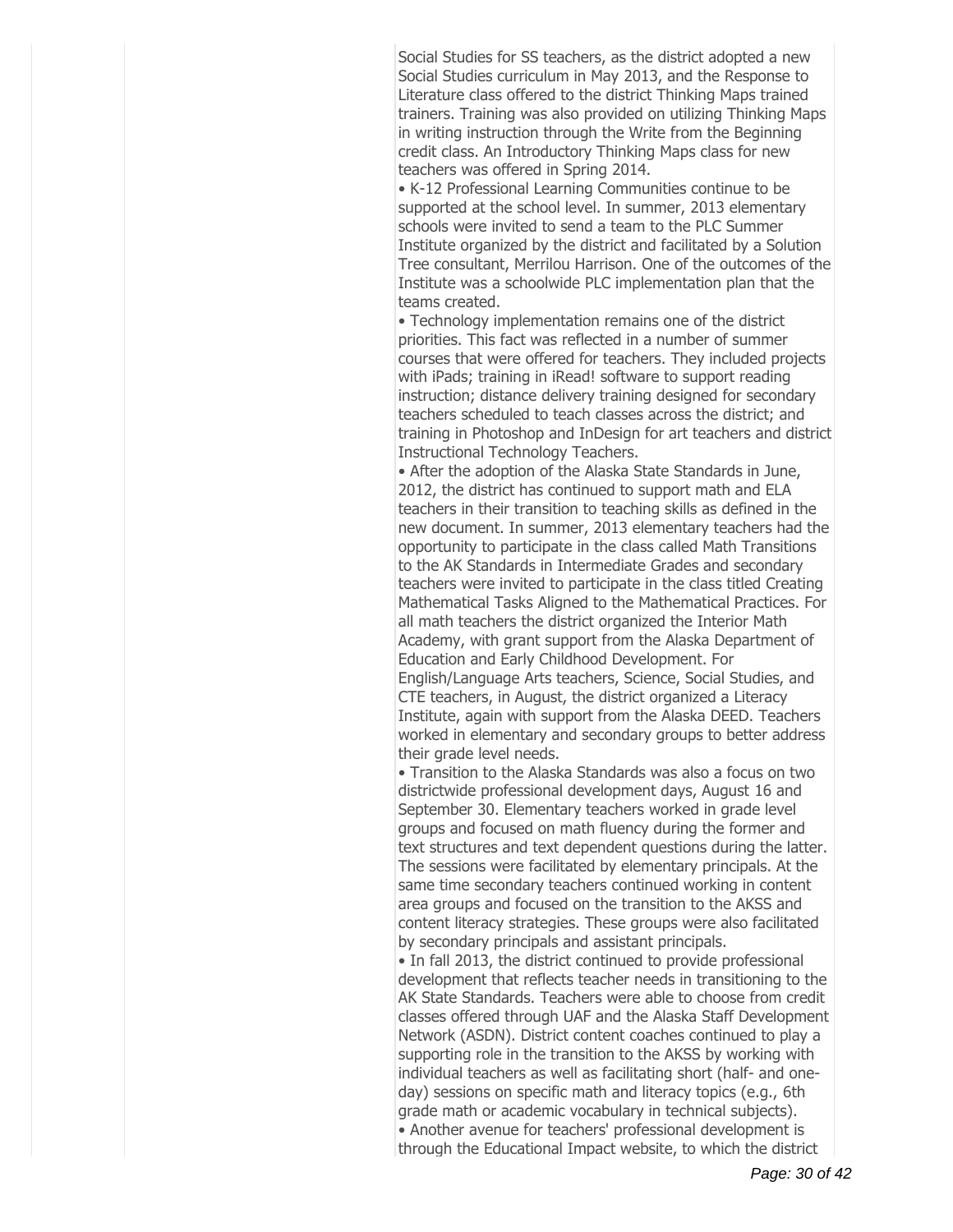Social Studies for SS teachers, as the district adopted a new Social Studies curriculum in May 2013, and the Response to Literature class offered to the district Thinking Maps trained trainers. Training was also provided on utilizing Thinking Maps in writing instruction through the Write from the Beginning credit class. An Introductory Thinking Maps class for new teachers was offered in Spring 2014.

- K-12 Professional Learning Communities continue to be supported at the school level. In summer, 2013 elementary schools were invited to send a team to the PLC Summer Institute organized by the district and facilitated by a Solution Tree consultant, Merrilou Harrison. One of the outcomes of the Institute was a schoolwide PLC implementation plan that the teams created.
- Technology implementation remains one of the district priorities. This fact was reflected in a number of summer courses that were offered for teachers. They included projects with iPads; training in iRead! software to support reading instruction; distance delivery training designed for secondary teachers scheduled to teach classes across the district; and training in Photoshop and InDesign for art teachers and district Instructional Technology Teachers.
- After the adoption of the Alaska State Standards in June, 2012, the district has continued to support math and ELA teachers in their transition to teaching skills as defined in the new document. In summer, 2013 elementary teachers had the opportunity to participate in the class called Math Transitions to the AK Standards in Intermediate Grades and secondary teachers were invited to participate in the class titled Creating Mathematical Tasks Aligned to the Mathematical Practices. For all math teachers the district organized the Interior Math Academy, with grant support from the Alaska Department of Education and Early Childhood Development. For English/Language Arts teachers, Science, Social Studies, and CTE teachers, in August, the district organized a Literacy Institute, again with support from the Alaska DEED. Teachers worked in elementary and secondary groups to better address their grade level needs.
- Transition to the Alaska Standards was also a focus on two districtwide professional development days, August 16 and September 30. Elementary teachers worked in grade level groups and focused on math fluency during the former and text structures and text dependent questions during the latter. The sessions were facilitated by elementary principals. At the same time secondary teachers continued working in content area groups and focused on the transition to the AKSS and content literacy strategies. These groups were also facilitated by secondary principals and assistant principals.
- In fall 2013, the district continued to provide professional development that reflects teacher needs in transitioning to the AK State Standards. Teachers were able to choose from credit classes offered through UAF and the Alaska Staff Development Network (ASDN). District content coaches continued to play a supporting role in the transition to the AKSS by working with individual teachers as well as facilitating short (half- and one-day) sessions on specific math and literacy topics (e.g., 6th grade math or academic vocabulary in technical subjects).
- Another avenue for teachers' professional development is through the Educational Impact website, to which the district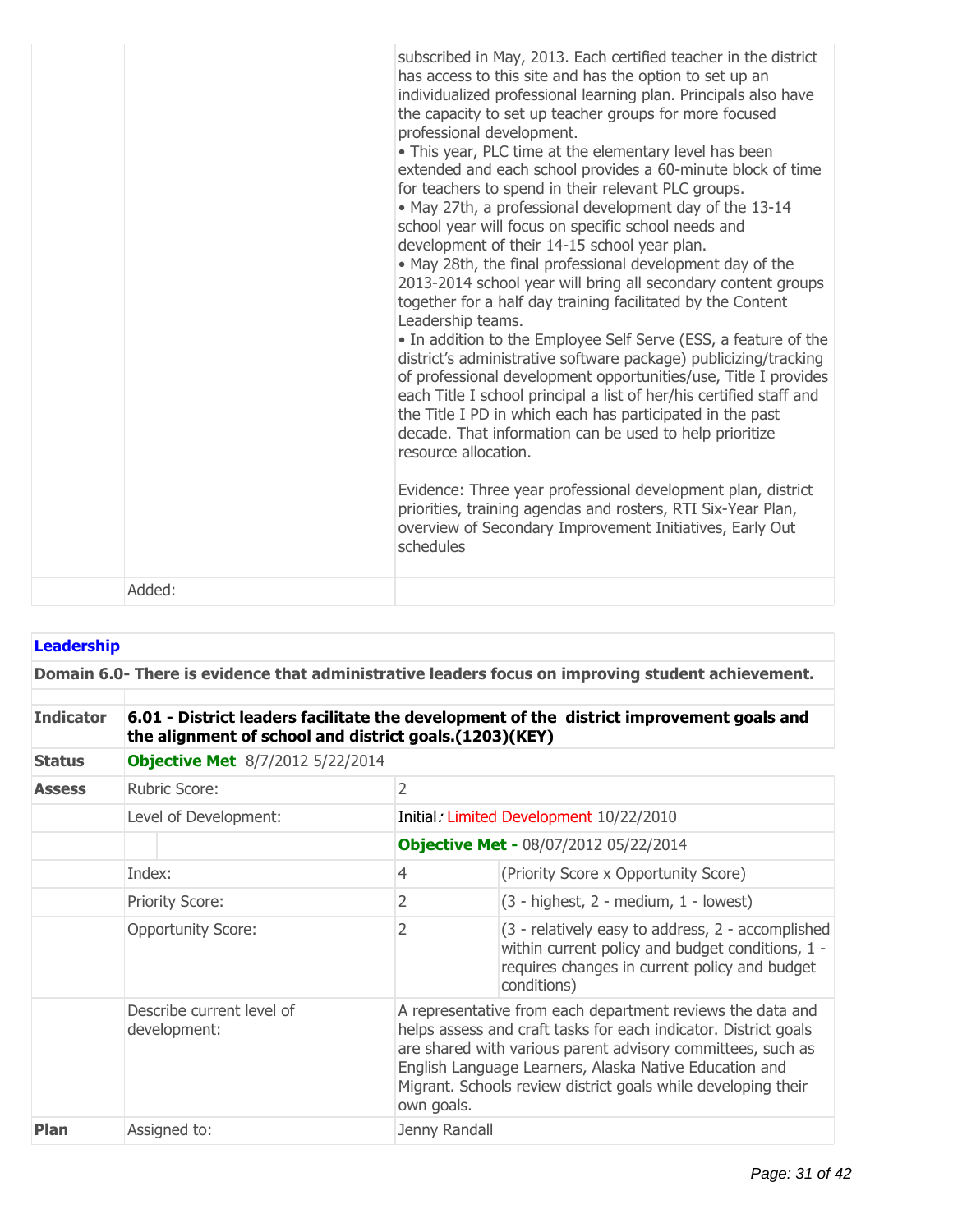| | | |
|---|---|---|
| | | subscribed in May, 2013. Each certified teacher in the district has access to this site and has the option to set up an individualized professional learning plan. Principals also have the capacity to set up teacher groups for more focused professional development.<br>• This year, PLC time at the elementary level has been extended and each school provides a 60-minute block of time for teachers to spend in their relevant PLC groups.<br>• May 27th, a professional development day of the 13-14 school year will focus on specific school needs and development of their 14-15 school year plan.<br>• May 28th, the final professional development day of the 2013-2014 school year will bring all secondary content groups together for a half day training facilitated by the Content Leadership teams.<br>• In addition to the Employee Self Serve (ESS, a feature of the district's administrative software package) publicizing/tracking of professional development opportunities/use, Title I provides each Title I school principal a list of her/his certified staff and the Title I PD in which each has participated in the past decade. That information can be used to help prioritize resource allocation.<br><br>Evidence: Three year professional development plan, district priorities, training agendas and rosters, RTI Six-Year Plan, overview of Secondary Improvement Initiatives, Early Out schedules |
| | Added: | |

**Leadership**

**Domain 6.0- There is evidence that administrative leaders focus on improving student achievement.**

| | | | |
|---|---|---|---|
| **Indicator** | **6.01 - District leaders facilitate the development of the district improvement goals and the alignment of school and district goals.(1203)(KEY)** | | |
| **Status** | **Objective Met** 8/7/2012 5/22/2014 | | |
| **Assess** | Rubric Score: | 2 | |
| | Level of Development: | Initial*:* Limited Development 10/22/2010 | |
| | | **Objective Met -** 08/07/2012 05/22/2014 | |
| | Index: | 4 | (Priority Score x Opportunity Score) |
| | Priority Score: | 2 | (3 - highest, 2 - medium, 1 - lowest) |
| | Opportunity Score: | 2 | (3 - relatively easy to address, 2 - accomplished within current policy and budget conditions, 1 - requires changes in current policy and budget conditions) |
| | Describe current level of development: | A representative from each department reviews the data and helps assess and craft tasks for each indicator. District goals are shared with various parent advisory committees, such as English Language Learners, Alaska Native Education and Migrant. Schools review district goals while developing their own goals. | |
| **Plan** | Assigned to: | Jenny Randall | |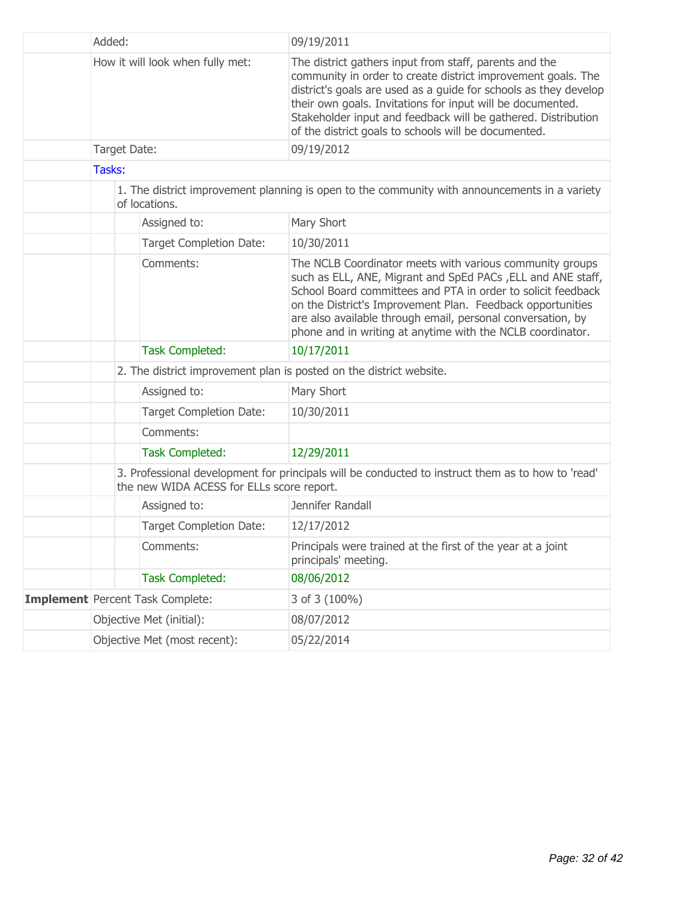| | | |
|---|---|---|
| | Added: | 09/19/2011 |
| | How it will look when fully met: | The district gathers input from staff, parents and the community in order to create district improvement goals. The district's goals are used as a guide for schools as they develop their own goals. Invitations for input will be documented. Stakeholder input and feedback will be gathered. Distribution of the district goals to schools will be documented. |
| | Target Date: | 09/19/2012 |
| | Tasks: | |
| | 1. The district improvement planning is open to the community with announcements in a variety of locations. | |
| | Assigned to: | Mary Short |
| | Target Completion Date: | 10/30/2011 |
| | Comments: | The NCLB Coordinator meets with various community groups such as ELL, ANE, Migrant and SpEd PACs ,ELL and ANE staff, School Board committees and PTA in order to solicit feedback on the District's Improvement Plan. Feedback opportunities are also available through email, personal conversation, by phone and in writing at anytime with the NCLB coordinator. |
| | Task Completed: | 10/17/2011 |
| | 2. The district improvement plan is posted on the district website. | |
| | Assigned to: | Mary Short |
| | Target Completion Date: | 10/30/2011 |
| | Comments: | |
| | Task Completed: | 12/29/2011 |
| | 3. Professional development for principals will be conducted to instruct them as to how to 'read' the new WIDA ACESS for ELLs score report. | |
| | Assigned to: | Jennifer Randall |
| | Target Completion Date: | 12/17/2012 |
| | Comments: | Principals were trained at the first of the year at a joint principals' meeting. |
| | Task Completed: | 08/06/2012 |
| **Implement** | Percent Task Complete: | 3 of 3 (100%) |
| | Objective Met (initial): | 08/07/2012 |
| | Objective Met (most recent): | 05/22/2014 |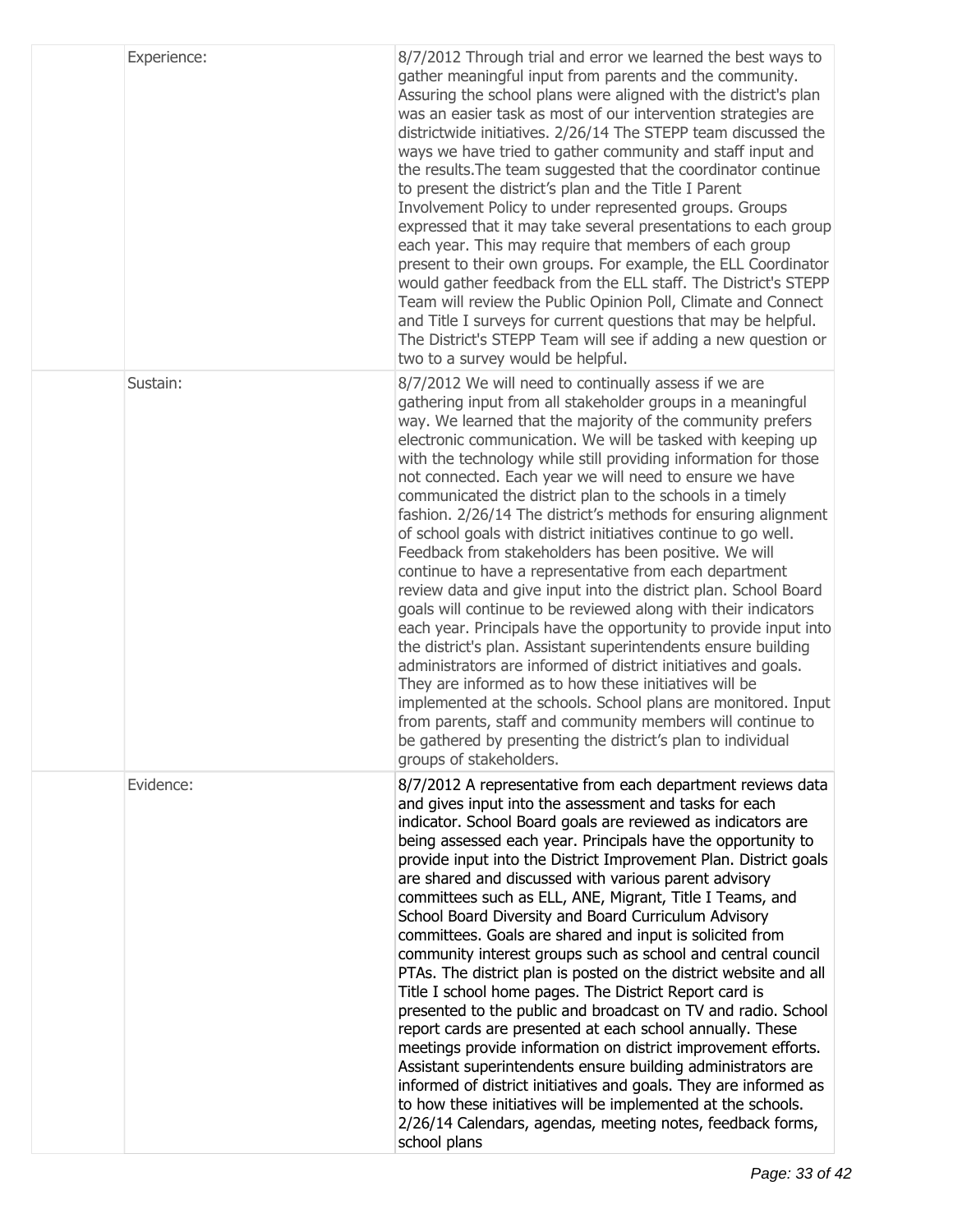| | | |
|---|---|---|
| | Experience: | 8/7/2012 Through trial and error we learned the best ways to gather meaningful input from parents and the community. Assuring the school plans were aligned with the district's plan was an easier task as most of our intervention strategies are districtwide initiatives. 2/26/14 The STEPP team discussed the ways we have tried to gather community and staff input and the results.The team suggested that the coordinator continue to present the district's plan and the Title I Parent Involvement Policy to under represented groups. Groups expressed that it may take several presentations to each group each year. This may require that members of each group present to their own groups. For example, the ELL Coordinator would gather feedback from the ELL staff. The District's STEPP Team will review the Public Opinion Poll, Climate and Connect and Title I surveys for current questions that may be helpful. The District's STEPP Team will see if adding a new question or two to a survey would be helpful. |
| | Sustain: | 8/7/2012 We will need to continually assess if we are gathering input from all stakeholder groups in a meaningful way. We learned that the majority of the community prefers electronic communication. We will be tasked with keeping up with the technology while still providing information for those not connected. Each year we will need to ensure we have communicated the district plan to the schools in a timely fashion. 2/26/14 The district's methods for ensuring alignment of school goals with district initiatives continue to go well. Feedback from stakeholders has been positive. We will continue to have a representative from each department review data and give input into the district plan. School Board goals will continue to be reviewed along with their indicators each year. Principals have the opportunity to provide input into the district's plan. Assistant superintendents ensure building administrators are informed of district initiatives and goals. They are informed as to how these initiatives will be implemented at the schools. School plans are monitored. Input from parents, staff and community members will continue to be gathered by presenting the district's plan to individual groups of stakeholders. |
| | Evidence: | 8/7/2012 A representative from each department reviews data and gives input into the assessment and tasks for each indicator. School Board goals are reviewed as indicators are being assessed each year. Principals have the opportunity to provide input into the District Improvement Plan. District goals are shared and discussed with various parent advisory committees such as ELL, ANE, Migrant, Title I Teams, and School Board Diversity and Board Curriculum Advisory committees. Goals are shared and input is solicited from community interest groups such as school and central council PTAs. The district plan is posted on the district website and all Title I school home pages. The District Report card is presented to the public and broadcast on TV and radio. School report cards are presented at each school annually. These meetings provide information on district improvement efforts. Assistant superintendents ensure building administrators are informed of district initiatives and goals. They are informed as to how these initiatives will be implemented at the schools. 2/26/14 Calendars, agendas, meeting notes, feedback forms, school plans |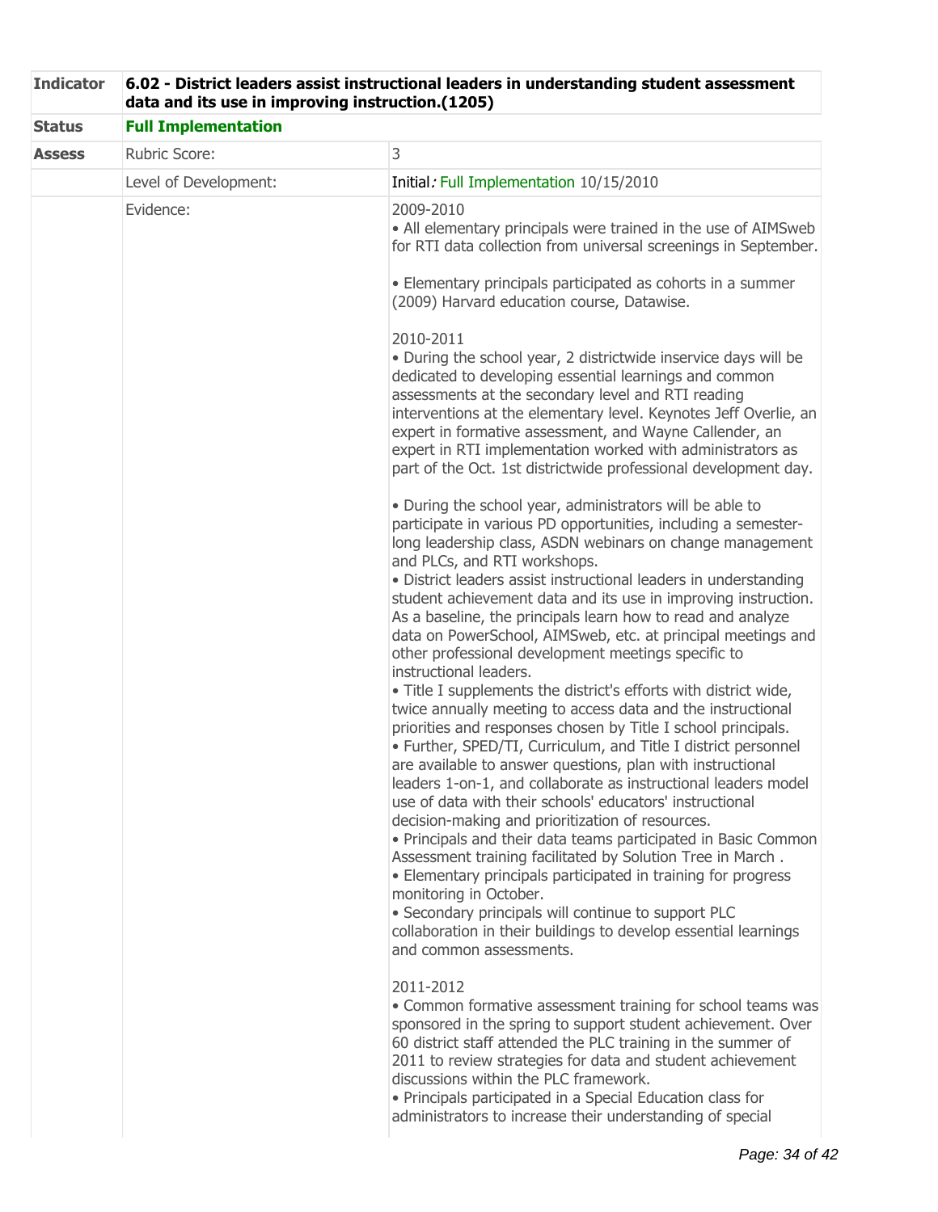| Indicator | 6.02 - District leaders assist instructional leaders in understanding student assessment data and its use in improving instruction.(1205) | |
|---|---|---|
| **Status** | **Full Implementation** | |
| **Assess** | Rubric Score: | 3 |
| | Level of Development: | Initial: Full Implementation 10/15/2010 |
| | Evidence: | 2009-2010<br>• All elementary principals were trained in the use of AIMSweb for RTI data collection from universal screenings in September.<br><br>• Elementary principals participated as cohorts in a summer (2009) Harvard education course, Datawise.<br><br>2010-2011<br>• During the school year, 2 districtwide inservice days will be dedicated to developing essential learnings and common assessments at the secondary level and RTI reading interventions at the elementary level. Keynotes Jeff Overlie, an expert in formative assessment, and Wayne Callender, an expert in RTI implementation worked with administrators as part of the Oct. 1st districtwide professional development day.<br><br>• During the school year, administrators will be able to participate in various PD opportunities, including a semester-long leadership class, ASDN webinars on change management and PLCs, and RTI workshops.<br>• District leaders assist instructional leaders in understanding student achievement data and its use in improving instruction. As a baseline, the principals learn how to read and analyze data on PowerSchool, AIMSweb, etc. at principal meetings and other professional development meetings specific to instructional leaders.<br>• Title I supplements the district's efforts with district wide, twice annually meeting to access data and the instructional priorities and responses chosen by Title I school principals.<br>• Further, SPED/TI, Curriculum, and Title I district personnel are available to answer questions, plan with instructional leaders 1-on-1, and collaborate as instructional leaders model use of data with their schools' educators' instructional decision-making and prioritization of resources.<br>• Principals and their data teams participated in Basic Common Assessment training facilitated by Solution Tree in March .<br>• Elementary principals participated in training for progress monitoring in October.<br>• Secondary principals will continue to support PLC collaboration in their buildings to develop essential learnings and common assessments.<br><br>2011-2012<br>• Common formative assessment training for school teams was sponsored in the spring to support student achievement. Over 60 district staff attended the PLC training in the summer of 2011 to review strategies for data and student achievement discussions within the PLC framework.<br>• Principals participated in a Special Education class for administrators to increase their understanding of special |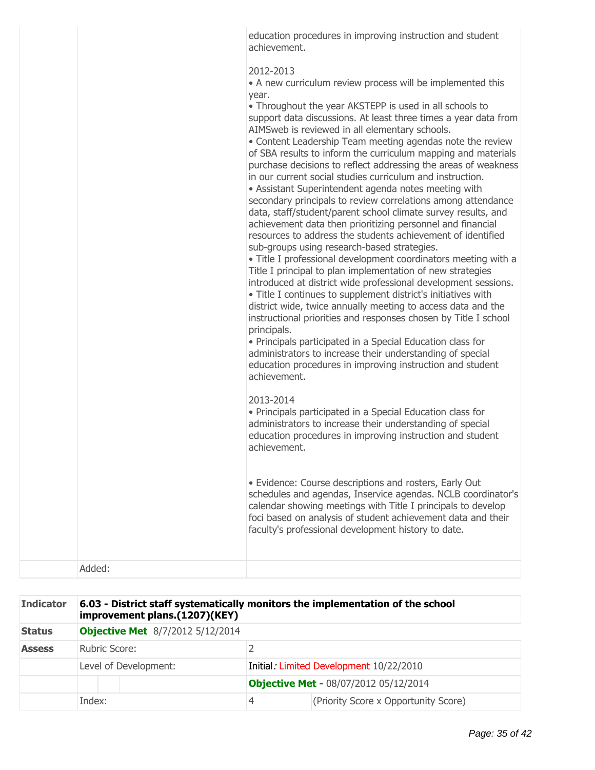| | | |
|---|---|---|
| | | education procedures in improving instruction and student achievement.<br><br>2012-2013<br>• A new curriculum review process will be implemented this year.<br>• Throughout the year AKSTEPP is used in all schools to support data discussions. At least three times a year data from AIMSweb is reviewed in all elementary schools.<br>• Content Leadership Team meeting agendas note the review of SBA results to inform the curriculum mapping and materials purchase decisions to reflect addressing the areas of weakness in our current social studies curriculum and instruction.<br>• Assistant Superintendent agenda notes meeting with secondary principals to review correlations among attendance data, staff/student/parent school climate survey results, and achievement data then prioritizing personnel and financial resources to address the students achievement of identified sub-groups using research-based strategies.<br>• Title I professional development coordinators meeting with a Title I principal to plan implementation of new strategies introduced at district wide professional development sessions.<br>• Title I continues to supplement district's initiatives with district wide, twice annually meeting to access data and the instructional priorities and responses chosen by Title I school principals.<br>• Principals participated in a Special Education class for administrators to increase their understanding of special education procedures in improving instruction and student achievement.<br><br>2013-2014<br>• Principals participated in a Special Education class for administrators to increase their understanding of special education procedures in improving instruction and student achievement.<br><br>• Evidence: Course descriptions and rosters, Early Out schedules and agendas, Inservice agendas. NCLB coordinator's calendar showing meetings with Title I principals to develop foci based on analysis of student achievement data and their faculty's professional development history to date. |
| | Added: | |

| **Indicator** | **6.03 - District staff systematically monitors the implementation of the school improvement plans.(1207)(KEY)** | | |
|---|---|---|---|
| **Status** | **Objective Met** 8/7/2012 5/12/2014 | | |
| **Assess** | Rubric Score: | 2 | |
| | Level of Development: | Initial*:* Limited Development 10/22/2010 | |
| | | **Objective Met -** 08/07/2012 05/12/2014 | |
| | Index: | 4 | (Priority Score x Opportunity Score) |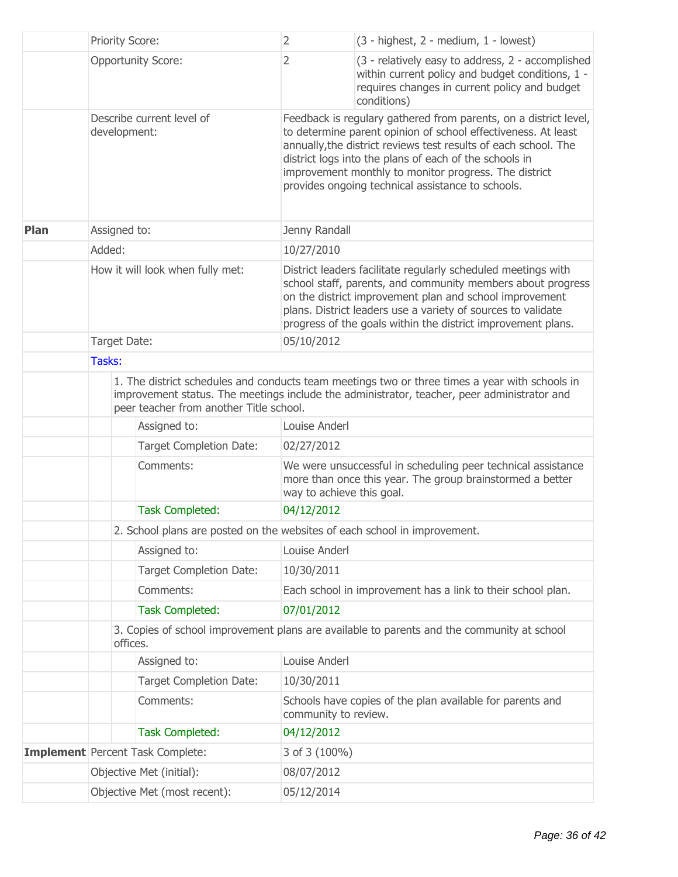| | | | |
|---|---|---|---|
| | Priority Score: | 2 | (3 - highest, 2 - medium, 1 - lowest) |
| | Opportunity Score: | 2 | (3 - relatively easy to address, 2 - accomplished within current policy and budget conditions, 1 - requires changes in current policy and budget conditions) |
| | Describe current level of development: | Feedback is regulary gathered from parents, on a district level, to determine parent opinion of school effectiveness. At least annually,the district reviews test results of each school. The district logs into the plans of each of the schools in improvement monthly to monitor progress. The district provides ongoing technical assistance to schools. | |
| **Plan** | Assigned to: | Jenny Randall | |
| | Added: | 10/27/2010 | |
| | How it will look when fully met: | District leaders facilitate regularly scheduled meetings with school staff, parents, and community members about progress on the district improvement plan and school improvement plans. District leaders use a variety of sources to validate progress of the goals within the district improvement plans. | |
| | Target Date: | 05/10/2012 | |
| | Tasks: | | |
| | 1. The district schedules and conducts team meetings two or three times a year with schools in improvement status. The meetings include the administrator, teacher, peer administrator and peer teacher from another Title school. | | |
| | Assigned to: | Louise Anderl | |
| | Target Completion Date: | 02/27/2012 | |
| | Comments: | We were unsuccessful in scheduling peer technical assistance more than once this year. The group brainstormed a better way to achieve this goal. | |
| | Task Completed: | 04/12/2012 | |
| | 2. School plans are posted on the websites of each school in improvement. | | |
| | Assigned to: | Louise Anderl | |
| | Target Completion Date: | 10/30/2011 | |
| | Comments: | Each school in improvement has a link to their school plan. | |
| | Task Completed: | 07/01/2012 | |
| | 3. Copies of school improvement plans are available to parents and the community at school offices. | | |
| | Assigned to: | Louise Anderl | |
| | Target Completion Date: | 10/30/2011 | |
| | Comments: | Schools have copies of the plan available for parents and community to review. | |
| | Task Completed: | 04/12/2012 | |
| **Implement** | Percent Task Complete: | 3 of 3 (100%) | |
| | Objective Met (initial): | 08/07/2012 | |
| | Objective Met (most recent): | 05/12/2014 | |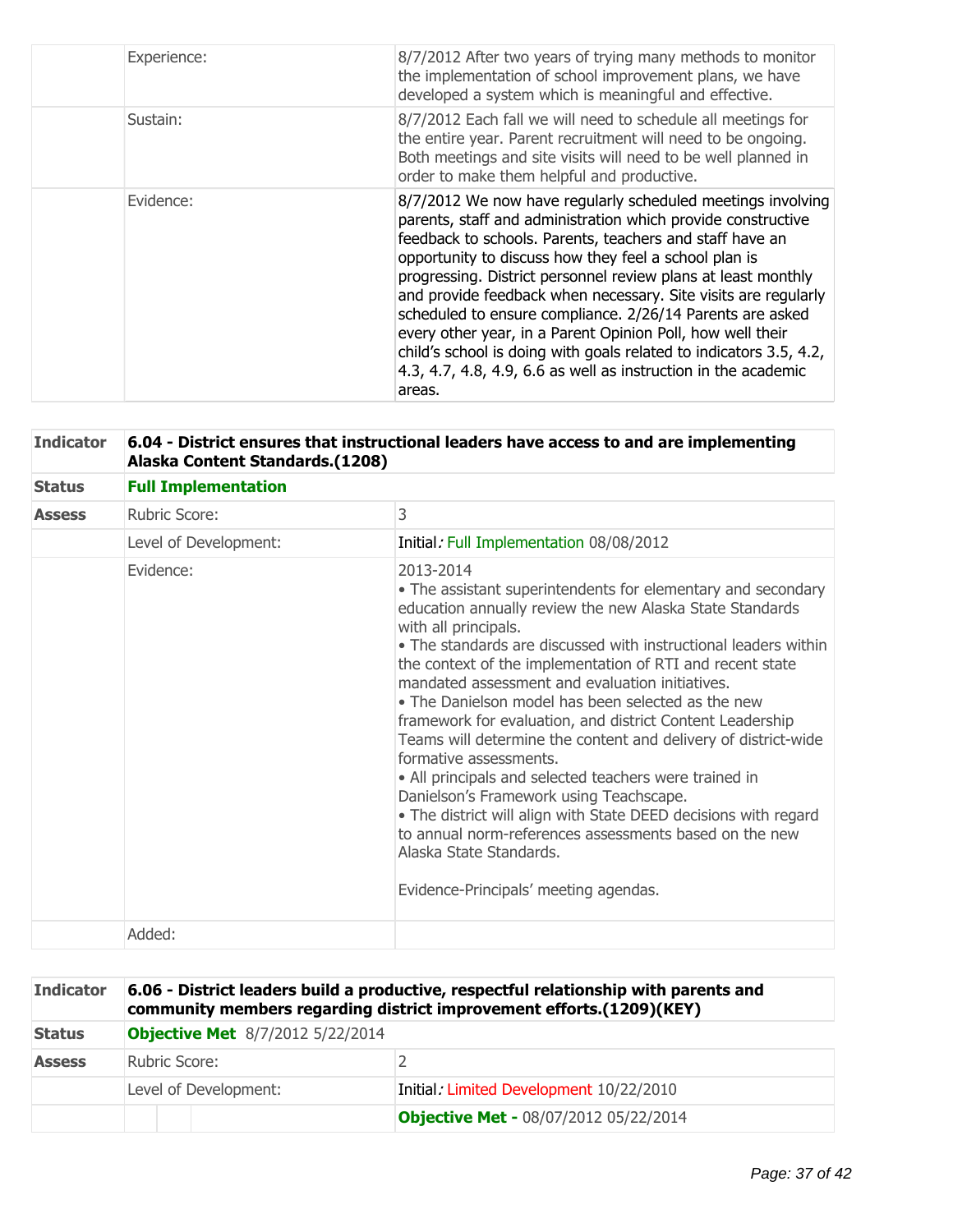| | | |
|---|---|---|
| | Experience: | 8/7/2012 After two years of trying many methods to monitor the implementation of school improvement plans, we have developed a system which is meaningful and effective. |
| | Sustain: | 8/7/2012 Each fall we will need to schedule all meetings for the entire year. Parent recruitment will need to be ongoing. Both meetings and site visits will need to be well planned in order to make them helpful and productive. |
| | Evidence: | 8/7/2012 We now have regularly scheduled meetings involving parents, staff and administration which provide constructive feedback to schools. Parents, teachers and staff have an opportunity to discuss how they feel a school plan is progressing. District personnel review plans at least monthly and provide feedback when necessary. Site visits are regularly scheduled to ensure compliance. 2/26/14 Parents are asked every other year, in a Parent Opinion Poll, how well their child's school is doing with goals related to indicators 3.5, 4.2, 4.3, 4.7, 4.8, 4.9, 6.6 as well as instruction in the academic areas. |

| **Indicator** | **6.04 - District ensures that instructional leaders have access to and are implementing Alaska Content Standards.(1208)** | |
|---|---|---|
| **Status** | **Full Implementation** | |
| **Assess** | Rubric Score: | 3 |
| | Level of Development: | Initial*:* Full Implementation 08/08/2012 |
| | Evidence: | 2013-2014<br>• The assistant superintendents for elementary and secondary education annually review the new Alaska State Standards with all principals.<br>• The standards are discussed with instructional leaders within the context of the implementation of RTI and recent state mandated assessment and evaluation initiatives.<br>• The Danielson model has been selected as the new framework for evaluation, and district Content Leadership Teams will determine the content and delivery of district-wide formative assessments.<br>• All principals and selected teachers were trained in Danielson's Framework using Teachscape.<br>• The district will align with State DEED decisions with regard to annual norm-references assessments based on the new Alaska State Standards.<br><br>Evidence-Principals' meeting agendas. |
| | Added: | |

| **Indicator** | **6.06 - District leaders build a productive, respectful relationship with parents and community members regarding district improvement efforts.(1209)(KEY)** | |
|---|---|---|
| **Status** | **Objective Met** 8/7/2012 5/22/2014 | |
| **Assess** | Rubric Score: | 2 |
| | Level of Development: | Initial*:* Limited Development 10/22/2010 |
| | | **Objective Met -** 08/07/2012 05/22/2014 |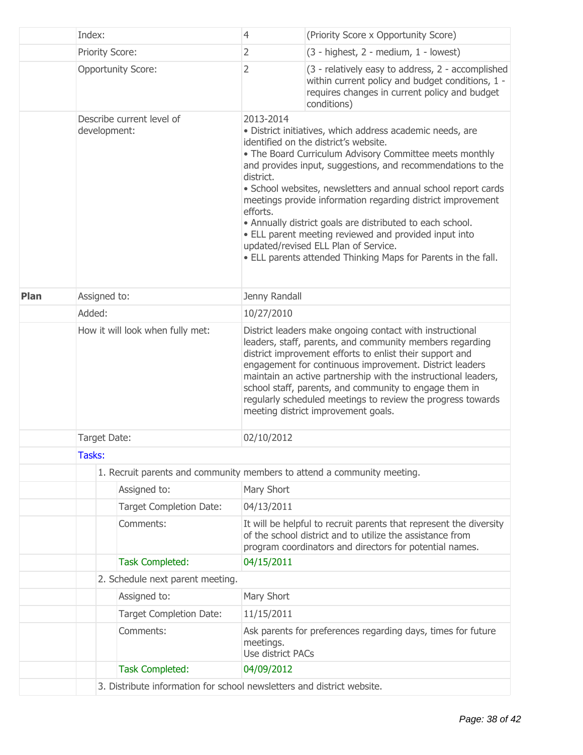| | | | |
|---|---|---|---|
| | Index: | 4 | (Priority Score x Opportunity Score) |
| | Priority Score: | 2 | (3 - highest, 2 - medium, 1 - lowest) |
| | Opportunity Score: | 2 | (3 - relatively easy to address, 2 - accomplished within current policy and budget conditions, 1 - requires changes in current policy and budget conditions) |
| | Describe current level of development: | 2013-2014<br>• District initiatives, which address academic needs, are identified on the district's website.<br>• The Board Curriculum Advisory Committee meets monthly and provides input, suggestions, and recommendations to the district.<br>• School websites, newsletters and annual school report cards meetings provide information regarding district improvement efforts.<br>• Annually district goals are distributed to each school.<br>• ELL parent meeting reviewed and provided input into updated/revised ELL Plan of Service.<br>• ELL parents attended Thinking Maps for Parents in the fall. | |
| **Plan** | Assigned to: | Jenny Randall | |
| | Added: | 10/27/2010 | |
| | How it will look when fully met: | District leaders make ongoing contact with instructional leaders, staff, parents, and community members regarding district improvement efforts to enlist their support and engagement for continuous improvement. District leaders maintain an active partnership with the instructional leaders, school staff, parents, and community to engage them in regularly scheduled meetings to review the progress towards meeting district improvement goals. | |
| | Target Date: | 02/10/2012 | |
| | Tasks: | | |
| | 1. Recruit parents and community members to attend a community meeting. | | |
| | Assigned to: | Mary Short | |
| | Target Completion Date: | 04/13/2011 | |
| | Comments: | It will be helpful to recruit parents that represent the diversity of the school district and to utilize the assistance from program coordinators and directors for potential names. | |
| | Task Completed: | 04/15/2011 | |
| | 2. Schedule next parent meeting. | | |
| | Assigned to: | Mary Short | |
| | Target Completion Date: | 11/15/2011 | |
| | Comments: | Ask parents for preferences regarding days, times for future meetings.<br>Use district PACs | |
| | Task Completed: | 04/09/2012 | |
| | 3. Distribute information for school newsletters and district website. | | |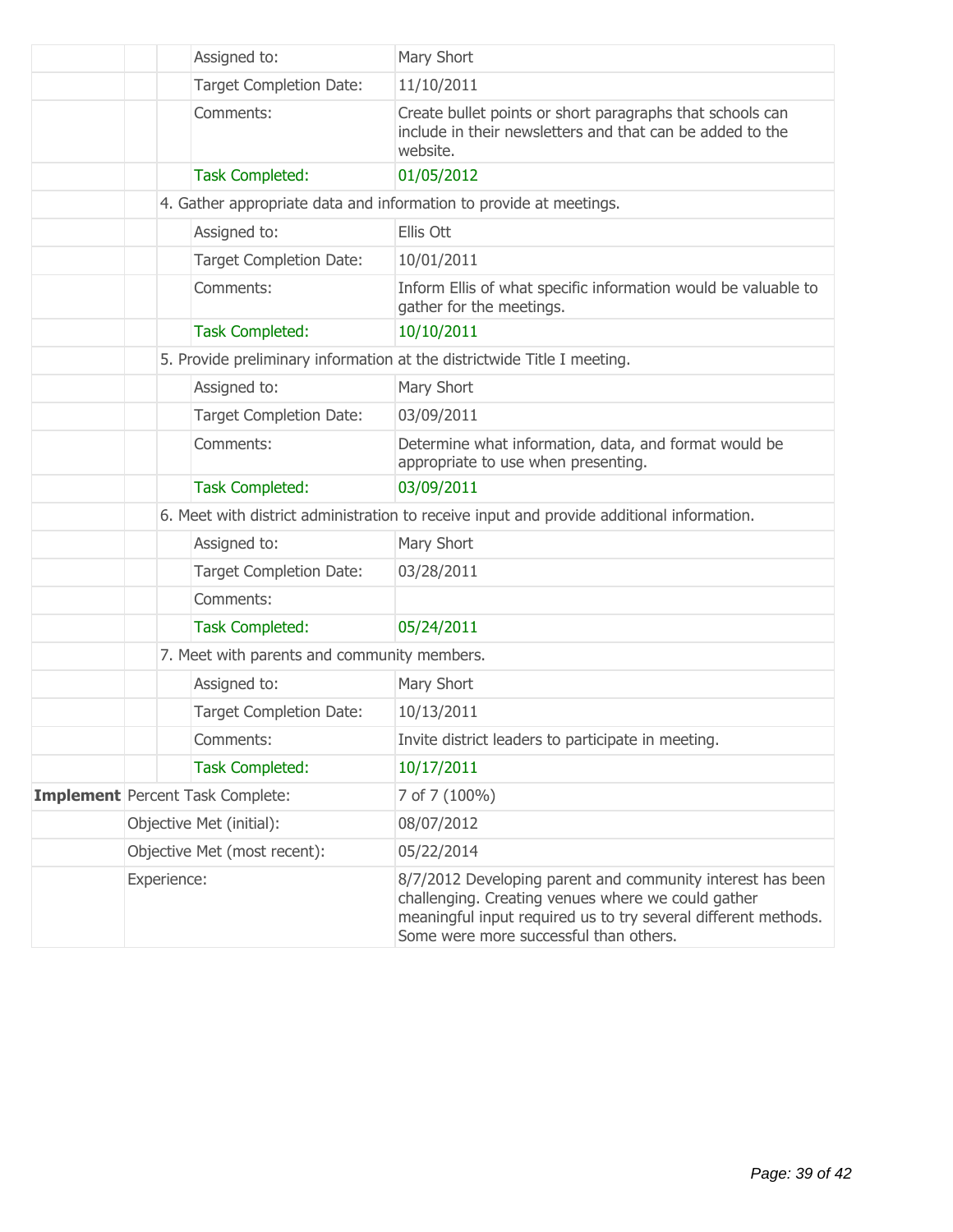| | | | |
|---|---|---|---|
| | | Assigned to: | Mary Short |
| | | Target Completion Date: | 11/10/2011 |
| | | Comments: | Create bullet points or short paragraphs that schools can include in their newsletters and that can be added to the website. |
| | | Task Completed: | 01/05/2012 |
| | 4. Gather appropriate data and information to provide at meetings. | | |
| | | Assigned to: | Ellis Ott |
| | | Target Completion Date: | 10/01/2011 |
| | | Comments: | Inform Ellis of what specific information would be valuable to gather for the meetings. |
| | | Task Completed: | 10/10/2011 |
| | 5. Provide preliminary information at the districtwide Title I meeting. | | |
| | | Assigned to: | Mary Short |
| | | Target Completion Date: | 03/09/2011 |
| | | Comments: | Determine what information, data, and format would be appropriate to use when presenting. |
| | | Task Completed: | 03/09/2011 |
| | 6. Meet with district administration to receive input and provide additional information. | | |
| | | Assigned to: | Mary Short |
| | | Target Completion Date: | 03/28/2011 |
| | | Comments: | |
| | | Task Completed: | 05/24/2011 |
| | 7. Meet with parents and community members. | | |
| | | Assigned to: | Mary Short |
| | | Target Completion Date: | 10/13/2011 |
| | | Comments: | Invite district leaders to participate in meeting. |
| | | Task Completed: | 10/17/2011 |
| **Implement** | Percent Task Complete: | | 7 of 7 (100%) |
| | Objective Met (initial): | | 08/07/2012 |
| | Objective Met (most recent): | | 05/22/2014 |
| | Experience: | | 8/7/2012 Developing parent and community interest has been challenging. Creating venues where we could gather meaningful input required us to try several different methods. Some were more successful than others. |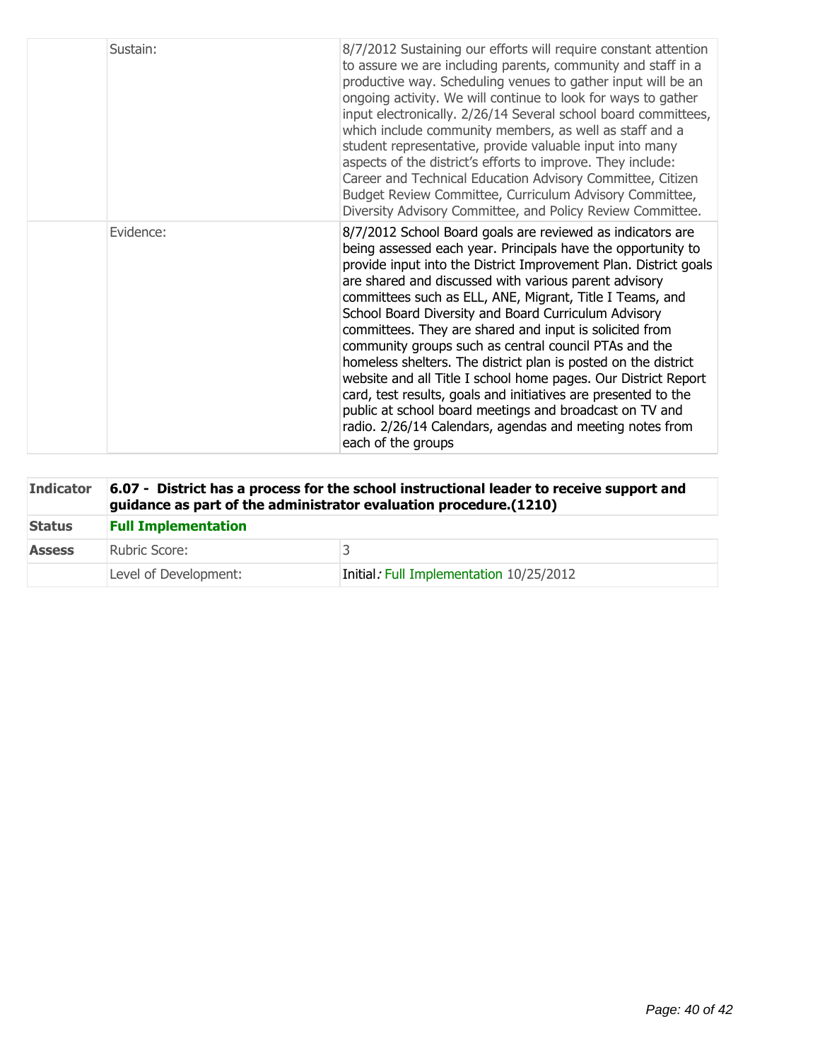| | | |
|---|---|---|
| | Sustain: | 8/7/2012 Sustaining our efforts will require constant attention to assure we are including parents, community and staff in a productive way. Scheduling venues to gather input will be an ongoing activity. We will continue to look for ways to gather input electronically. 2/26/14 Several school board committees, which include community members, as well as staff and a student representative, provide valuable input into many aspects of the district's efforts to improve. They include: Career and Technical Education Advisory Committee, Citizen Budget Review Committee, Curriculum Advisory Committee, Diversity Advisory Committee, and Policy Review Committee. |
| | Evidence: | 8/7/2012 School Board goals are reviewed as indicators are being assessed each year. Principals have the opportunity to provide input into the District Improvement Plan. District goals are shared and discussed with various parent advisory committees such as ELL, ANE, Migrant, Title I Teams, and School Board Diversity and Board Curriculum Advisory committees. They are shared and input is solicited from community groups such as central council PTAs and the homeless shelters. The district plan is posted on the district website and all Title I school home pages. Our District Report card, test results, goals and initiatives are presented to the public at school board meetings and broadcast on TV and radio. 2/26/14 Calendars, agendas and meeting notes from each of the groups |

| **Indicator** | **6.07 - District has a process for the school instructional leader to receive support and guidance as part of the administrator evaluation procedure.(1210)** | |
|---|---|---|
| **Status** | **Full Implementation** | |
| **Assess** | Rubric Score: | 3 |
| | Level of Development: | Initial*:* Full Implementation 10/25/2012 |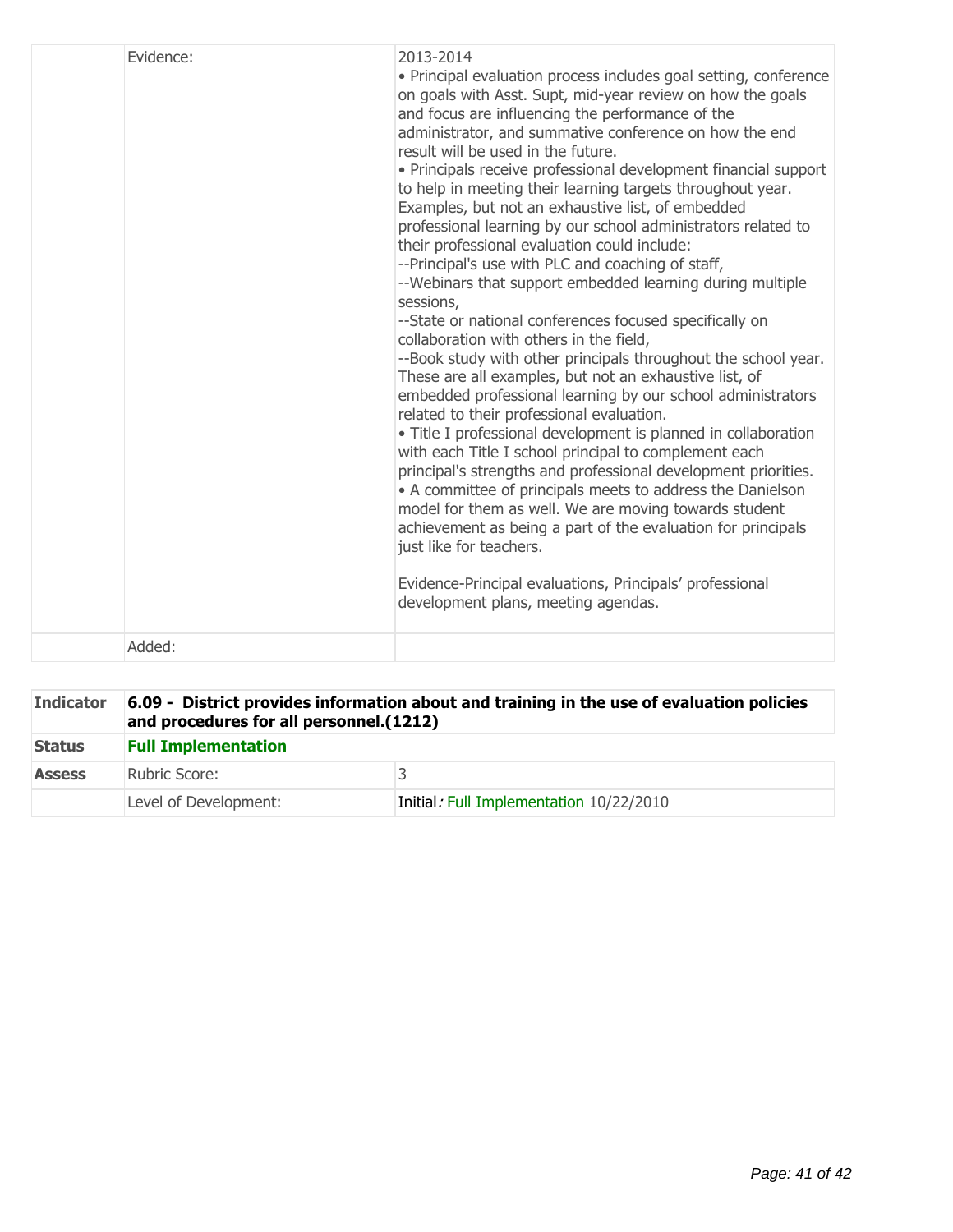| | | |
|---|---|---|
| | Evidence: | 2013-2014<br>• Principal evaluation process includes goal setting, conference on goals with Asst. Supt, mid-year review on how the goals and focus are influencing the performance of the administrator, and summative conference on how the end result will be used in the future.<br>• Principals receive professional development financial support to help in meeting their learning targets throughout year. Examples, but not an exhaustive list, of embedded professional learning by our school administrators related to their professional evaluation could include:<br>--Principal's use with PLC and coaching of staff,<br>--Webinars that support embedded learning during multiple sessions,<br>--State or national conferences focused specifically on collaboration with others in the field,<br>--Book study with other principals throughout the school year. These are all examples, but not an exhaustive list, of embedded professional learning by our school administrators related to their professional evaluation.<br>• Title I professional development is planned in collaboration with each Title I school principal to complement each principal's strengths and professional development priorities.<br>• A committee of principals meets to address the Danielson model for them as well. We are moving towards student achievement as being a part of the evaluation for principals just like for teachers.<br><br>Evidence-Principal evaluations, Principals' professional development plans, meeting agendas. |
| | Added: | |

| Indicator | **6.09 - District provides information about and training in the use of evaluation policies and procedures for all personnel.(1212)** | |
|---|---|---|
| **Status** | **Full Implementation** | |
| **Assess** | Rubric Score: | 3 |
| | Level of Development: | Initial: Full Implementation 10/22/2010 |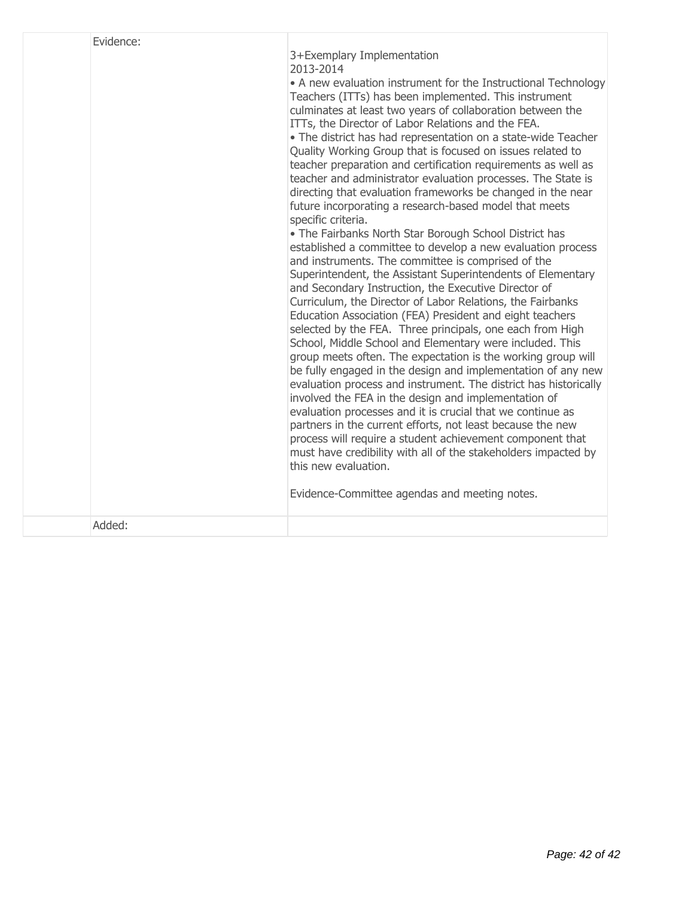| | | |
|---|---|---|
| | Evidence: | 3+Exemplary Implementation<br>2013-2014<br>• A new evaluation instrument for the Instructional Technology Teachers (ITTs) has been implemented. This instrument culminates at least two years of collaboration between the ITTs, the Director of Labor Relations and the FEA.<br>• The district has had representation on a state-wide Teacher Quality Working Group that is focused on issues related to teacher preparation and certification requirements as well as teacher and administrator evaluation processes. The State is directing that evaluation frameworks be changed in the near future incorporating a research-based model that meets specific criteria.<br>• The Fairbanks North Star Borough School District has established a committee to develop a new evaluation process and instruments. The committee is comprised of the Superintendent, the Assistant Superintendents of Elementary and Secondary Instruction, the Executive Director of Curriculum, the Director of Labor Relations, the Fairbanks Education Association (FEA) President and eight teachers selected by the FEA. Three principals, one each from High School, Middle School and Elementary were included. This group meets often. The expectation is the working group will be fully engaged in the design and implementation of any new evaluation process and instrument. The district has historically involved the FEA in the design and implementation of evaluation processes and it is crucial that we continue as partners in the current efforts, not least because the new process will require a student achievement component that must have credibility with all of the stakeholders impacted by this new evaluation.<br><br>Evidence-Committee agendas and meeting notes. |
| | Added: | |